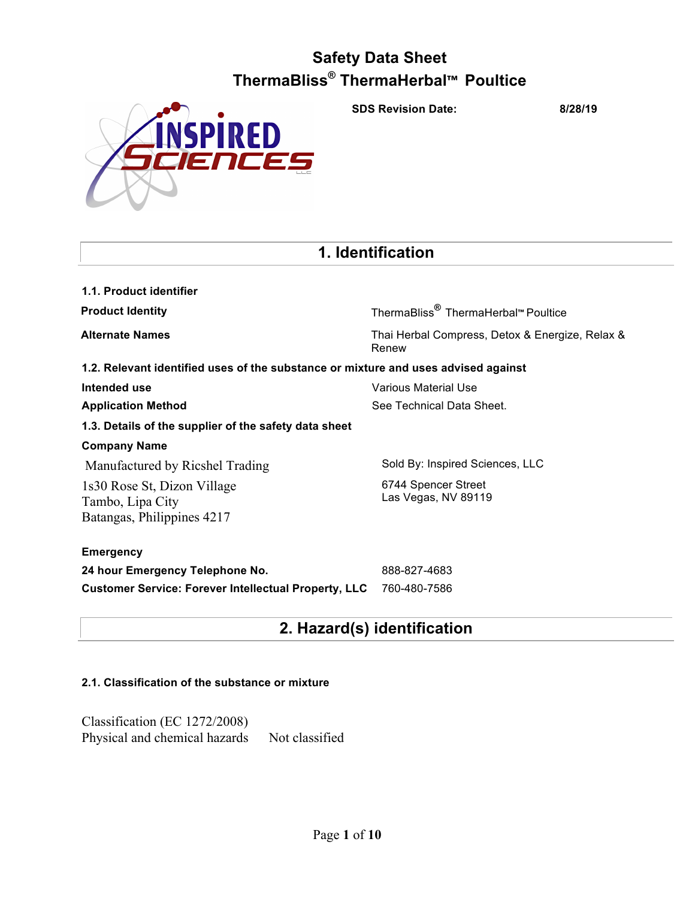# Safety Data Sheet
# ThermaBliss® ThermaHerbal™ Poultice

**SDS Revision Date:** **8/28/19**

## 1. Identification

**1.1. Product identifier**

| | |
|---|---|
| **Product Identity** | ThermaBliss® ThermaHerbal™ Poultice |
| **Alternate Names** | Thai Herbal Compress, Detox & Energize, Relax & Renew |

**1.2. Relevant identified uses of the substance or mixture and uses advised against**

| | |
|---|---|
| **Intended use** | Various Material Use |
| **Application Method** | See Technical Data Sheet. |

**1.3. Details of the supplier of the safety data sheet**

**Company Name**

Manufactured by Ricshel Trading
1s30 Rose St, Dizon Village
Tambo, Lipa City
Batangas, Philippines 4217

Sold By: Inspired Sciences, LLC
6744 Spencer Street
Las Vegas, NV 89119

**Emergency**

| | |
|---|---|
| **24 hour Emergency Telephone No.** | 888-827-4683 |
| **Customer Service: Forever Intellectual Property, LLC** | 760-480-7586 |

## 2. Hazard(s) identification

**2.1. Classification of the substance or mixture**

Classification (EC 1272/2008)
Physical and chemical hazards Not classified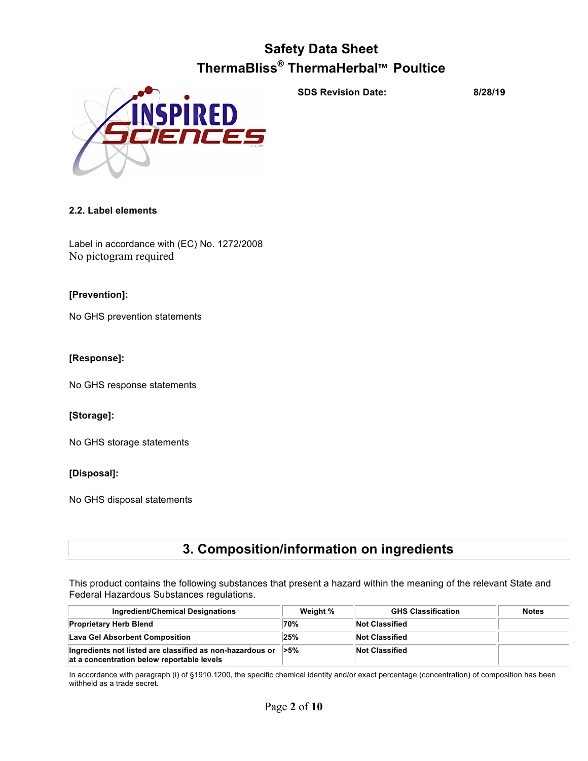# Safety Data Sheet
# ThermaBliss® ThermaHerbal™ Poultice

**SDS Revision Date:** **8/28/19**

### 2.2. Label elements

Label in accordance with (EC) No. 1272/2008
No pictogram required

**[Prevention]:**

No GHS prevention statements

**[Response]:**

No GHS response statements

**[Storage]:**

No GHS storage statements

**[Disposal]:**

No GHS disposal statements

## 3. Composition/information on ingredients

This product contains the following substances that present a hazard within the meaning of the relevant State and Federal Hazardous Substances regulations.

| Ingredient/Chemical Designations | Weight % | GHS Classification | Notes |
|---|---|---|---|
| **Proprietary Herb Blend** | **70%** | **Not Classified** | |
| **Lava Gel Absorbent Composition** | **25%** | **Not Classified** | |
| **Ingredients not listed are classified as non-hazardous or at a concentration below reportable levels** | **>5%** | **Not Classified** | |

In accordance with paragraph (i) of §1910.1200, the specific chemical identity and/or exact percentage (concentration) of composition has been withheld as a trade secret.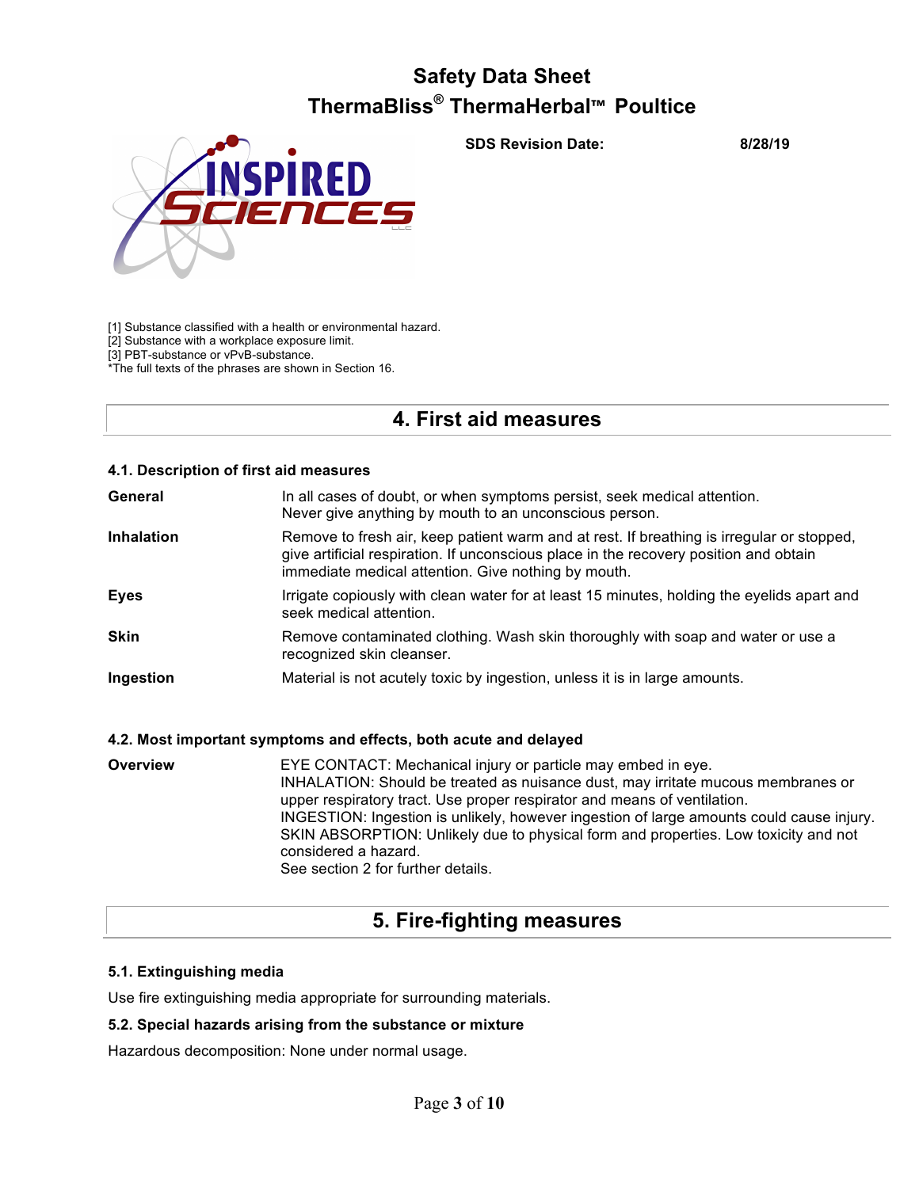[1] Substance classified with a health or environmental hazard.
[2] Substance with a workplace exposure limit.
[3] PBT-substance or vPvB-substance.
*The full texts of the phrases are shown in Section 16.

## 4. First aid measures

### 4.1. Description of first aid measures

| | |
|---|---|
| **General** | In all cases of doubt, or when symptoms persist, seek medical attention. Never give anything by mouth to an unconscious person. |
| **Inhalation** | Remove to fresh air, keep patient warm and at rest. If breathing is irregular or stopped, give artificial respiration. If unconscious place in the recovery position and obtain immediate medical attention. Give nothing by mouth. |
| **Eyes** | Irrigate copiously with clean water for at least 15 minutes, holding the eyelids apart and seek medical attention. |
| **Skin** | Remove contaminated clothing. Wash skin thoroughly with soap and water or use a recognized skin cleanser. |
| **Ingestion** | Material is not acutely toxic by ingestion, unless it is in large amounts. |

### 4.2. Most important symptoms and effects, both acute and delayed

**Overview**

EYE CONTACT: Mechanical injury or particle may embed in eye.
INHALATION: Should be treated as nuisance dust, may irritate mucous membranes or upper respiratory tract. Use proper respirator and means of ventilation.
INGESTION: Ingestion is unlikely, however ingestion of large amounts could cause injury.
SKIN ABSORPTION: Unlikely due to physical form and properties. Low toxicity and not considered a hazard.
See section 2 for further details.

## 5. Fire-fighting measures

### 5.1. Extinguishing media

Use fire extinguishing media appropriate for surrounding materials.

### 5.2. Special hazards arising from the substance or mixture

Hazardous decomposition: None under normal usage.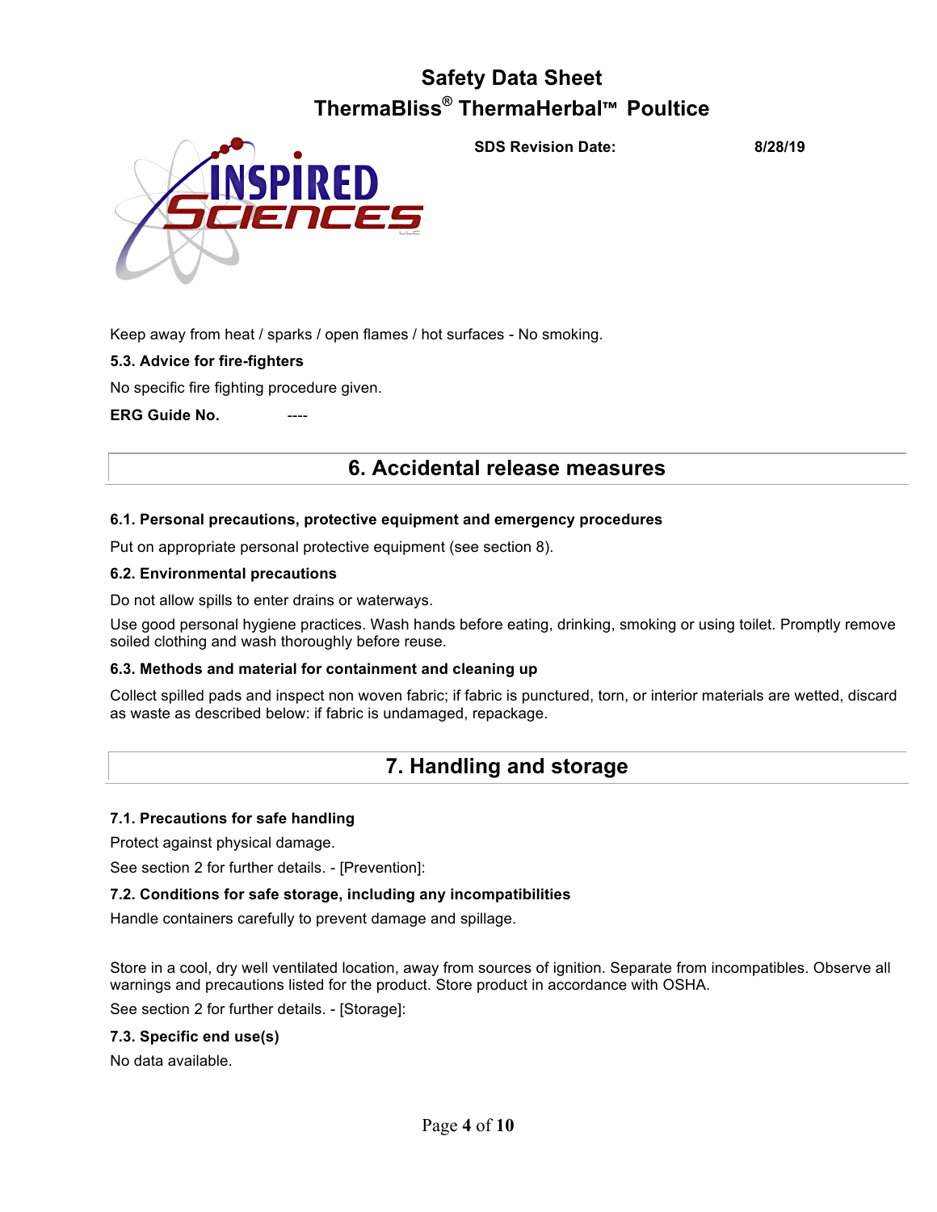Keep away from heat / sparks / open flames / hot surfaces - No smoking.

**5.3. Advice for fire-fighters**

No specific fire fighting procedure given.

**ERG Guide No.** ----

## 6. Accidental release measures

**6.1. Personal precautions, protective equipment and emergency procedures**

Put on appropriate personal protective equipment (see section 8).

**6.2. Environmental precautions**

Do not allow spills to enter drains or waterways.

Use good personal hygiene practices. Wash hands before eating, drinking, smoking or using toilet. Promptly remove soiled clothing and wash thoroughly before reuse.

**6.3. Methods and material for containment and cleaning up**

Collect spilled pads and inspect non woven fabric; if fabric is punctured, torn, or interior materials are wetted, discard as waste as described below: if fabric is undamaged, repackage.

## 7. Handling and storage

**7.1. Precautions for safe handling**

Protect against physical damage.

See section 2 for further details. - [Prevention]:

**7.2. Conditions for safe storage, including any incompatibilities**

Handle containers carefully to prevent damage and spillage.

Store in a cool, dry well ventilated location, away from sources of ignition. Separate from incompatibles. Observe all warnings and precautions listed for the product. Store product in accordance with OSHA.

See section 2 for further details. - [Storage]:

**7.3. Specific end use(s)**

No data available.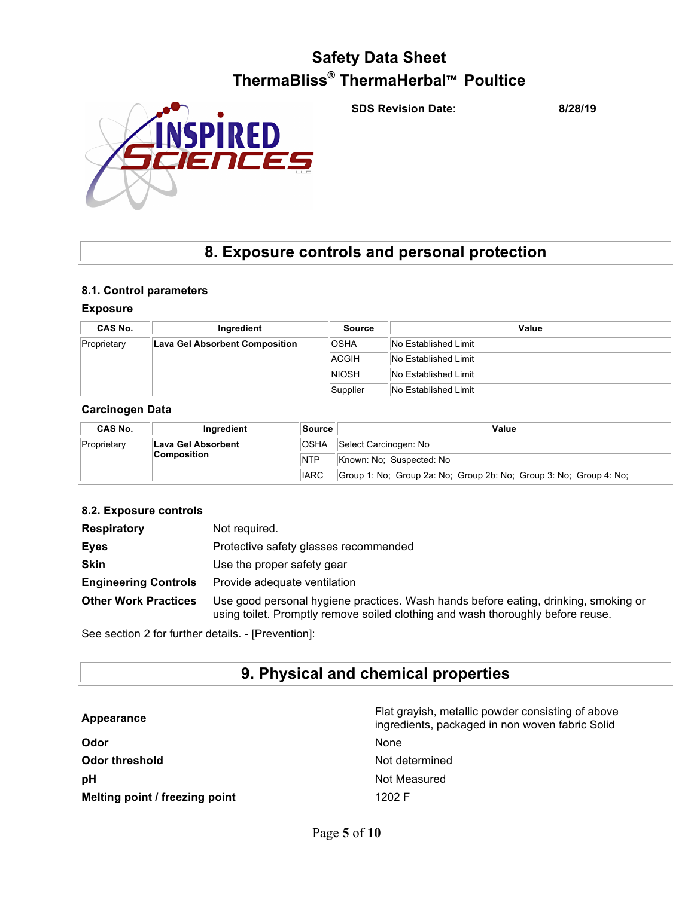# Safety Data Sheet
# ThermaBliss® ThermaHerbal™ Poultice

**SDS Revision Date:** **8/28/19**

## 8. Exposure controls and personal protection

### 8.1. Control parameters

**Exposure**

| CAS No. | Ingredient | Source | Value |
|---|---|---|---|
| Proprietary | **Lava Gel Absorbent Composition** | OSHA | No Established Limit |
| | | ACGIH | No Established Limit |
| | | NIOSH | No Established Limit |
| | | Supplier | No Established Limit |

**Carcinogen Data**

| CAS No. | Ingredient | Source | Value |
|---|---|---|---|
| Proprietary | **Lava Gel Absorbent Composition** | OSHA | Select Carcinogen: No |
| | | NTP | Known: No; Suspected: No |
| | | IARC | Group 1: No; Group 2a: No; Group 2b: No; Group 3: No; Group 4: No; |

### 8.2. Exposure controls

**Respiratory** Not required.

**Eyes** Protective safety glasses recommended

**Skin** Use the proper safety gear

**Engineering Controls** Provide adequate ventilation

**Other Work Practices** Use good personal hygiene practices. Wash hands before eating, drinking, smoking or using toilet. Promptly remove soiled clothing and wash thoroughly before reuse.

See section 2 for further details. - [Prevention]:

## 9. Physical and chemical properties

**Appearance** Flat grayish, metallic powder consisting of above ingredients, packaged in non woven fabric Solid

**Odor** None

**Odor threshold** Not determined

**pH** Not Measured

**Melting point / freezing point** 1202 F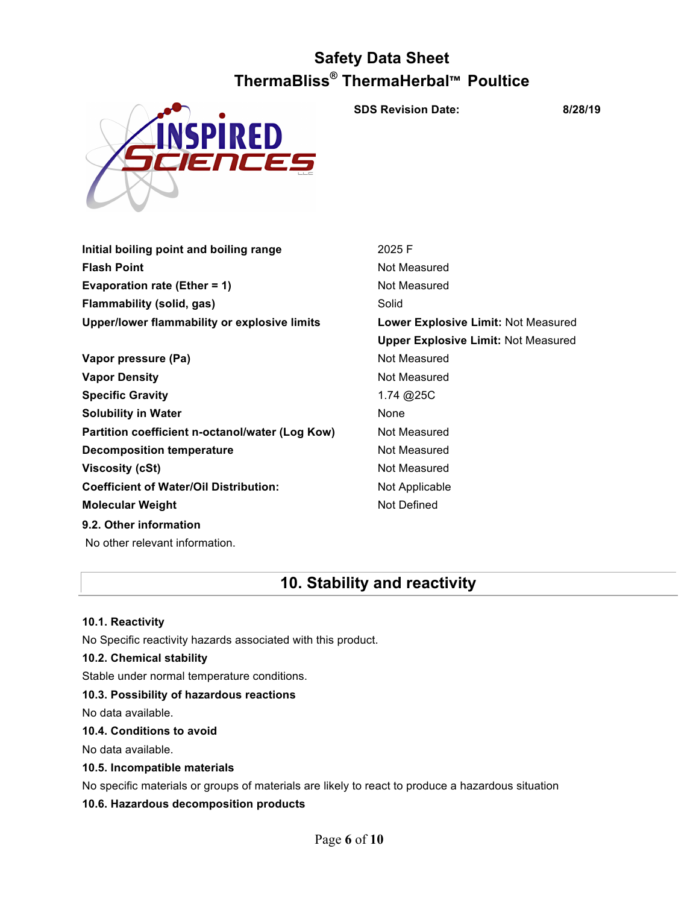| | |
|---|---|
| **Initial boiling point and boiling range** | 2025 F |
| **Flash Point** | Not Measured |
| **Evaporation rate (Ether = 1)** | Not Measured |
| **Flammability (solid, gas)** | Solid |
| **Upper/lower flammability or explosive limits** | **Lower Explosive Limit:** Not Measured |
| | **Upper Explosive Limit:** Not Measured |
| **Vapor pressure (Pa)** | Not Measured |
| **Vapor Density** | Not Measured |
| **Specific Gravity** | 1.74 @25C |
| **Solubility in Water** | None |
| **Partition coefficient n-octanol/water (Log Kow)** | Not Measured |
| **Decomposition temperature** | Not Measured |
| **Viscosity (cSt)** | Not Measured |
| **Coefficient of Water/Oil Distribution:** | Not Applicable |
| **Molecular Weight** | Not Defined |

**9.2. Other information**

No other relevant information.

## 10. Stability and reactivity

**10.1. Reactivity**

No Specific reactivity hazards associated with this product.

**10.2. Chemical stability**

Stable under normal temperature conditions.

**10.3. Possibility of hazardous reactions**

No data available.

**10.4. Conditions to avoid**

No data available.

**10.5. Incompatible materials**

No specific materials or groups of materials are likely to react to produce a hazardous situation

**10.6. Hazardous decomposition products**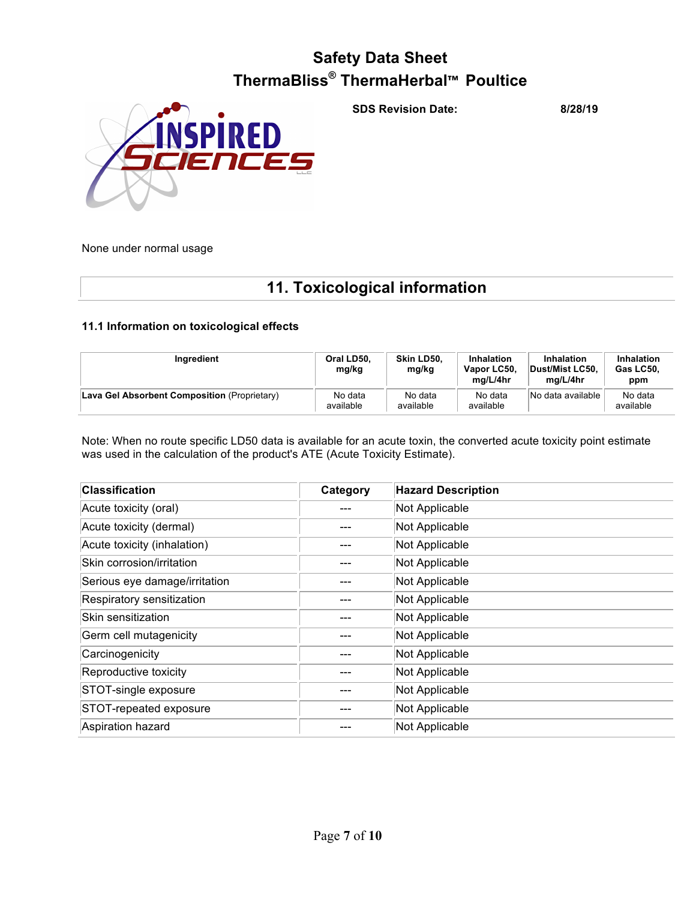None under normal usage

## 11. Toxicological information

### 11.1 Information on toxicological effects

| Ingredient | Oral LD50, mg/kg | Skin LD50, mg/kg | Inhalation Vapor LC50, mg/L/4hr | Inhalation Dust/Mist LC50, mg/L/4hr | Inhalation Gas LC50, ppm |
|---|---|---|---|---|---|
| **Lava Gel Absorbent Composition** (Proprietary) | No data available | No data available | No data available | No data available | No data available |

Note: When no route specific LD50 data is available for an acute toxin, the converted acute toxicity point estimate was used in the calculation of the product's ATE (Acute Toxicity Estimate).

| Classification | Category | Hazard Description |
|---|---|---|
| Acute toxicity (oral) | --- | Not Applicable |
| Acute toxicity (dermal) | --- | Not Applicable |
| Acute toxicity (inhalation) | --- | Not Applicable |
| Skin corrosion/irritation | --- | Not Applicable |
| Serious eye damage/irritation | --- | Not Applicable |
| Respiratory sensitization | --- | Not Applicable |
| Skin sensitization | --- | Not Applicable |
| Germ cell mutagenicity | --- | Not Applicable |
| Carcinogenicity | --- | Not Applicable |
| Reproductive toxicity | --- | Not Applicable |
| STOT-single exposure | --- | Not Applicable |
| STOT-repeated exposure | --- | Not Applicable |
| Aspiration hazard | --- | Not Applicable |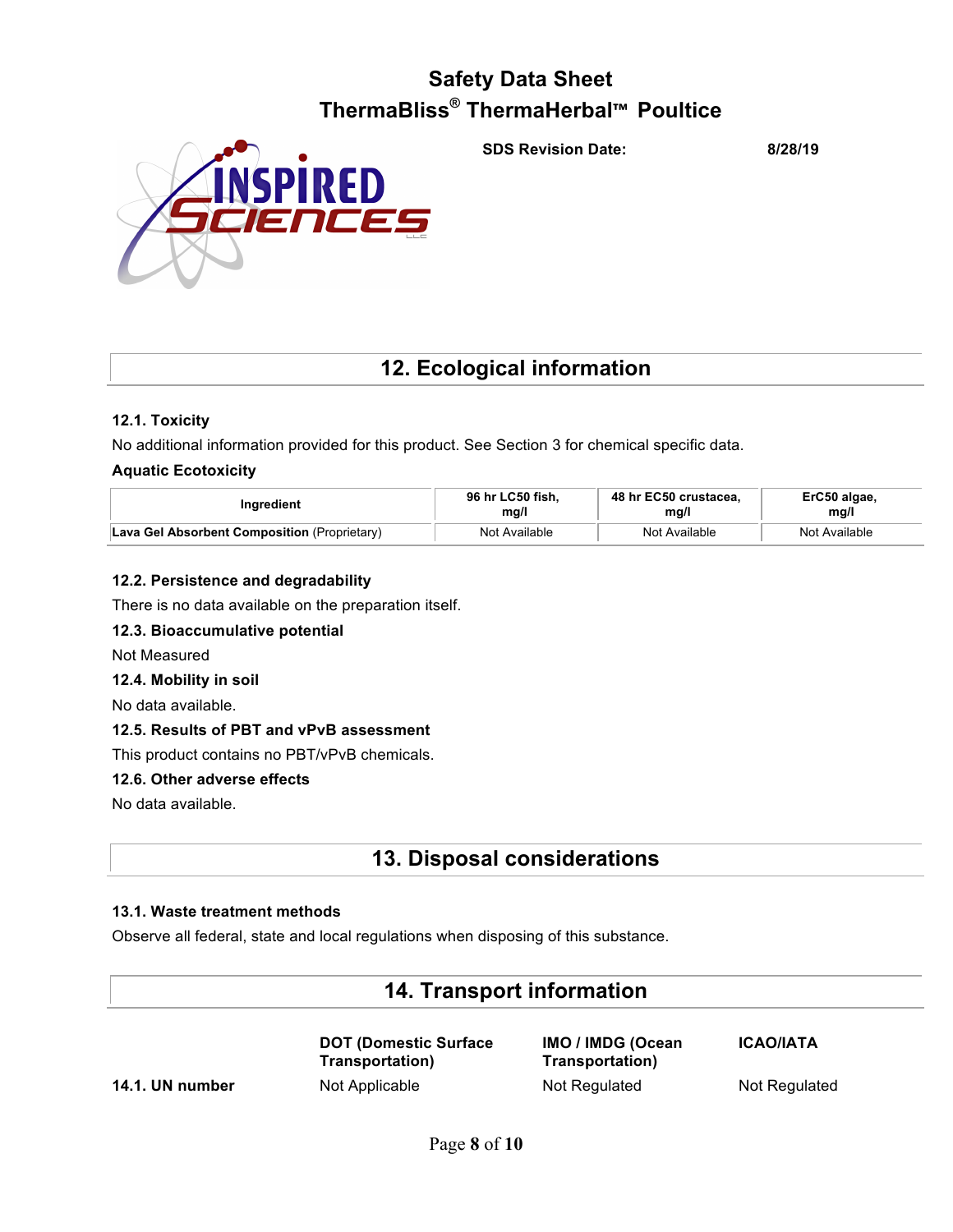# Safety Data Sheet
# ThermaBliss® ThermaHerbal™ Poultice

**SDS Revision Date:** **8/28/19**

## 12. Ecological information

### 12.1. Toxicity

No additional information provided for this product. See Section 3 for chemical specific data.

### Aquatic Ecotoxicity

| Ingredient | 96 hr LC50 fish, mg/l | 48 hr EC50 crustacea, mg/l | ErC50 algae, mg/l |
|---|---|---|---|
| **Lava Gel Absorbent Composition** (Proprietary) | Not Available | Not Available | Not Available |

### 12.2. Persistence and degradability

There is no data available on the preparation itself.

### 12.3. Bioaccumulative potential

Not Measured

### 12.4. Mobility in soil

No data available.

### 12.5. Results of PBT and vPvB assessment

This product contains no PBT/vPvB chemicals.

### 12.6. Other adverse effects

No data available.

## 13. Disposal considerations

### 13.1. Waste treatment methods

Observe all federal, state and local regulations when disposing of this substance.

## 14. Transport information

| | DOT (Domestic Surface Transportation) | IMO / IMDG (Ocean Transportation) | ICAO/IATA |
|---|---|---|---|
| **14.1. UN number** | Not Applicable | Not Regulated | Not Regulated |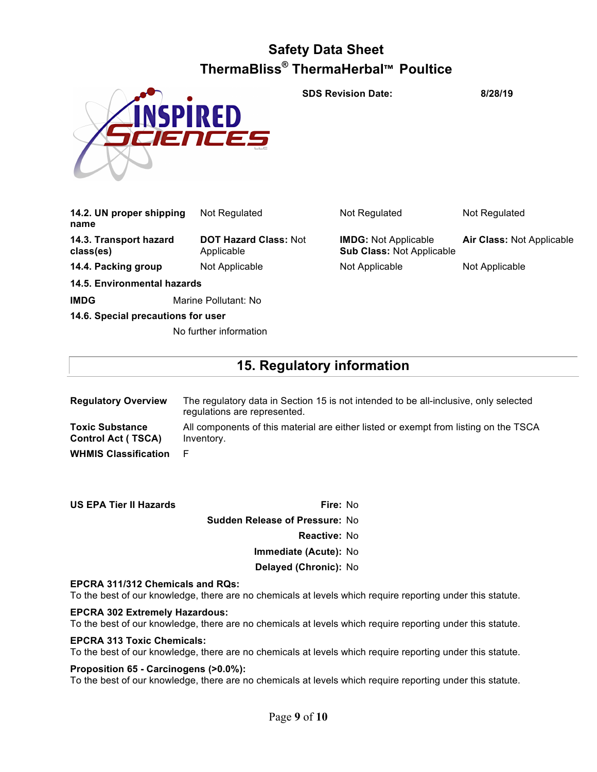| | | | |
|---|---|---|---|
| **14.2. UN proper shipping name** | Not Regulated | Not Regulated | Not Regulated |
| **14.3. Transport hazard class(es)** | **DOT Hazard Class:** Not Applicable | **IMDG:** Not Applicable **Sub Class:** Not Applicable | **Air Class:** Not Applicable |
| **14.4. Packing group** | Not Applicable | Not Applicable | Not Applicable |

**14.5. Environmental hazards**

**IMDG** Marine Pollutant: No

**14.6. Special precautions for user**

No further information

## 15. Regulatory information

**Regulatory Overview** The regulatory data in Section 15 is not intended to be all-inclusive, only selected regulations are represented.

**Toxic Substance Control Act ( TSCA)** All components of this material are either listed or exempt from listing on the TSCA Inventory.

**WHMIS Classification** F

**US EPA Tier II Hazards**

**Fire:** No

**Sudden Release of Pressure:** No

**Reactive:** No

**Immediate (Acute):** No

**Delayed (Chronic):** No

**EPCRA 311/312 Chemicals and RQs:**
To the best of our knowledge, there are no chemicals at levels which require reporting under this statute.

**EPCRA 302 Extremely Hazardous:**
To the best of our knowledge, there are no chemicals at levels which require reporting under this statute.

**EPCRA 313 Toxic Chemicals:**
To the best of our knowledge, there are no chemicals at levels which require reporting under this statute.

**Proposition 65 - Carcinogens (>0.0%):**
To the best of our knowledge, there are no chemicals at levels which require reporting under this statute.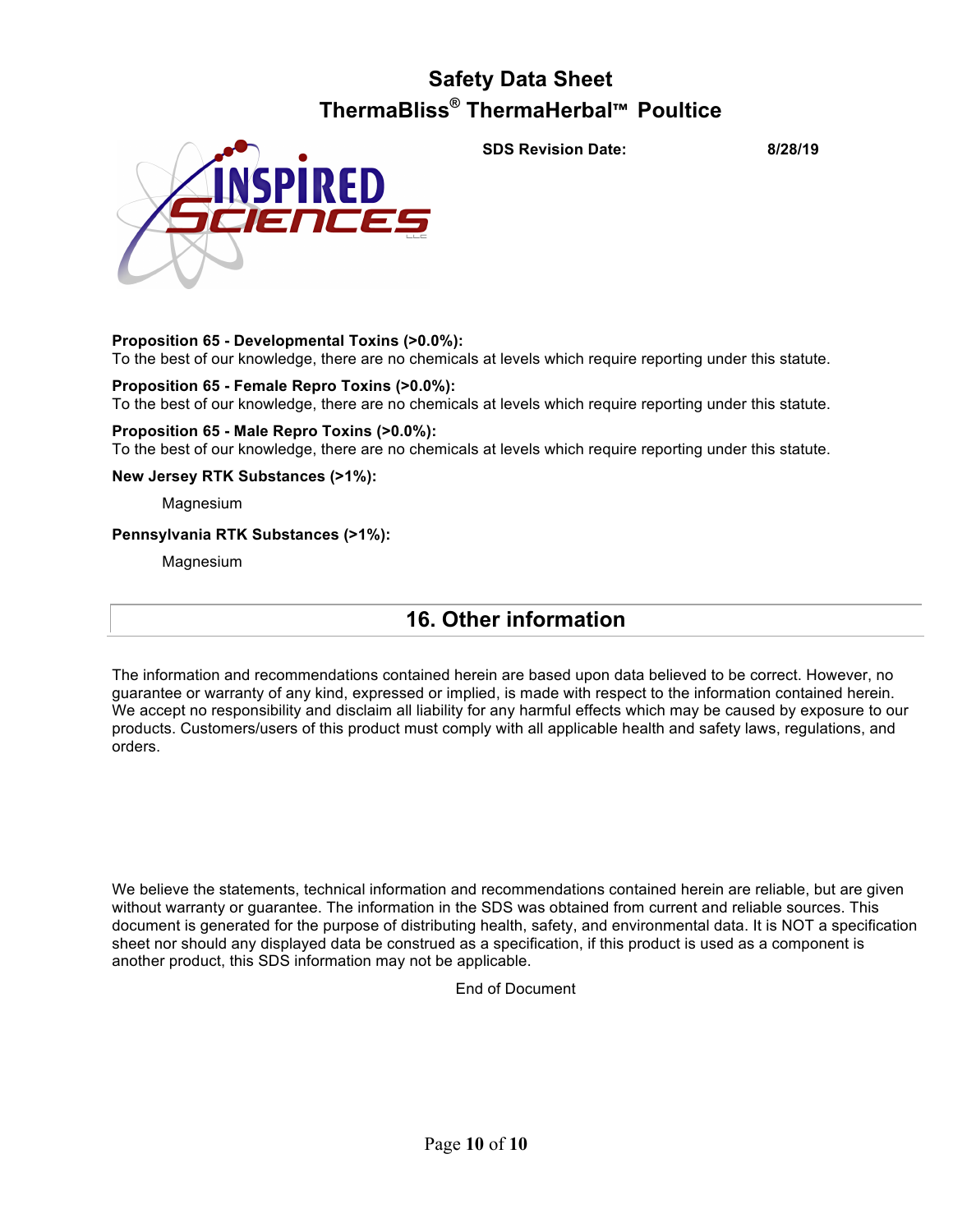**Proposition 65 - Developmental Toxins (>0.0%):**
To the best of our knowledge, there are no chemicals at levels which require reporting under this statute.

**Proposition 65 - Female Repro Toxins (>0.0%):**
To the best of our knowledge, there are no chemicals at levels which require reporting under this statute.

**Proposition 65 - Male Repro Toxins (>0.0%):**
To the best of our knowledge, there are no chemicals at levels which require reporting under this statute.

**New Jersey RTK Substances (>1%):**

Magnesium

**Pennsylvania RTK Substances (>1%):**

Magnesium

## 16. Other information

The information and recommendations contained herein are based upon data believed to be correct. However, no guarantee or warranty of any kind, expressed or implied, is made with respect to the information contained herein. We accept no responsibility and disclaim all liability for any harmful effects which may be caused by exposure to our products. Customers/users of this product must comply with all applicable health and safety laws, regulations, and orders.

We believe the statements, technical information and recommendations contained herein are reliable, but are given without warranty or guarantee. The information in the SDS was obtained from current and reliable sources. This document is generated for the purpose of distributing health, safety, and environmental data. It is NOT a specification sheet nor should any displayed data be construed as a specification, if this product is used as a component is another product, this SDS information may not be applicable.

End of Document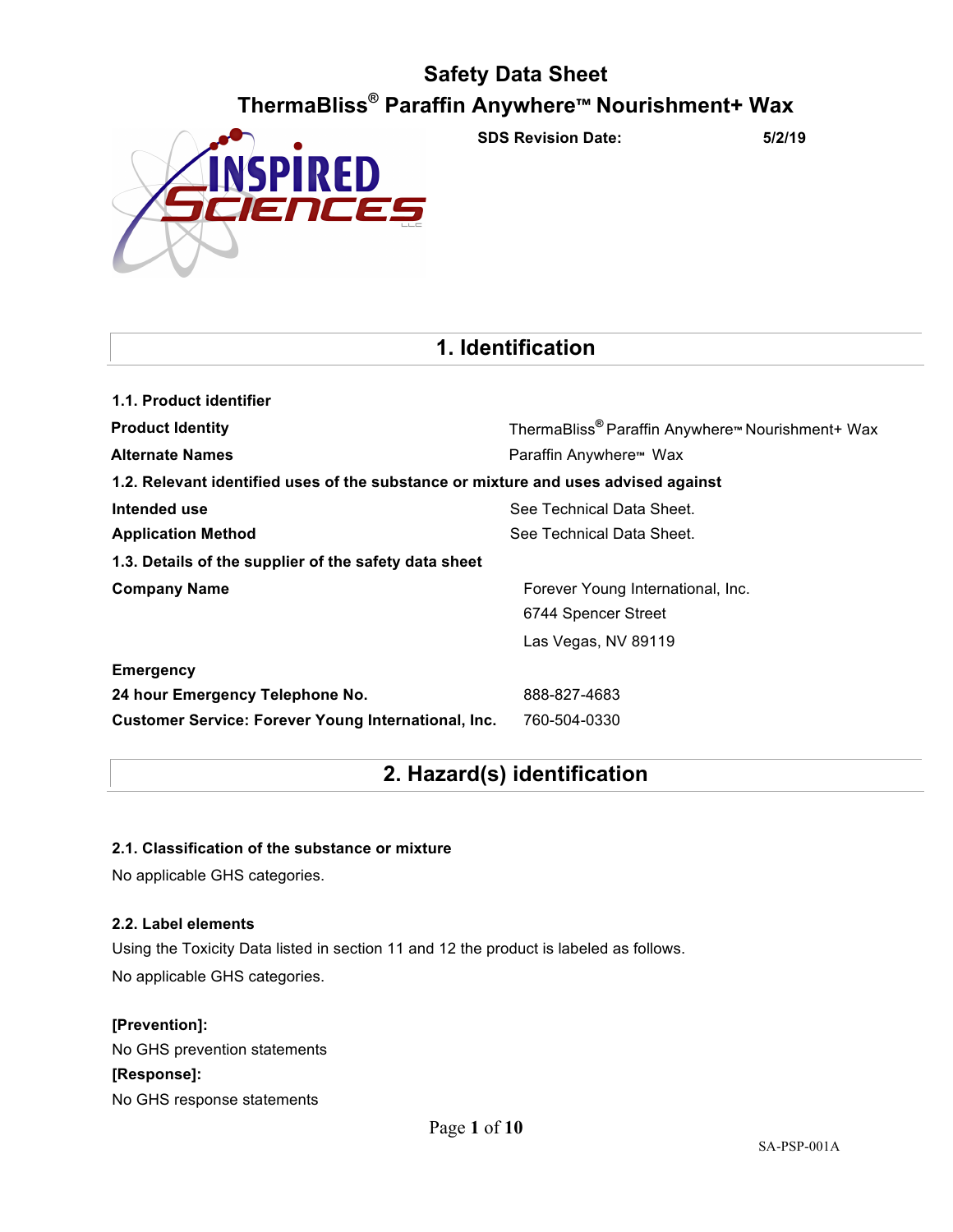# Safety Data Sheet

# ThermaBliss® Paraffin Anywhere™ Nourishment+ Wax

**SDS Revision Date:** **5/2/19**

## 1. Identification

**1.1. Product identifier**

| | |
|---|---|
| **Product Identity** | ThermaBliss® Paraffin Anywhere™ Nourishment+ Wax |
| **Alternate Names** | Paraffin Anywhere™ Wax |

**1.2. Relevant identified uses of the substance or mixture and uses advised against**

| | |
|---|---|
| **Intended use** | See Technical Data Sheet. |
| **Application Method** | See Technical Data Sheet. |

**1.3. Details of the supplier of the safety data sheet**

| | |
|---|---|
| **Company Name** | Forever Young International, Inc.<br>6744 Spencer Street<br>Las Vegas, NV 89119 |

**Emergency**

| | |
|---|---|
| **24 hour Emergency Telephone No.** | 888-827-4683 |
| **Customer Service: Forever Young International, Inc.** | 760-504-0330 |

## 2. Hazard(s) identification

**2.1. Classification of the substance or mixture**

No applicable GHS categories.

**2.2. Label elements**

Using the Toxicity Data listed in section 11 and 12 the product is labeled as follows.

No applicable GHS categories.

**[Prevention]:**

No GHS prevention statements

**[Response]:**

No GHS response statements

SA-PSP-001A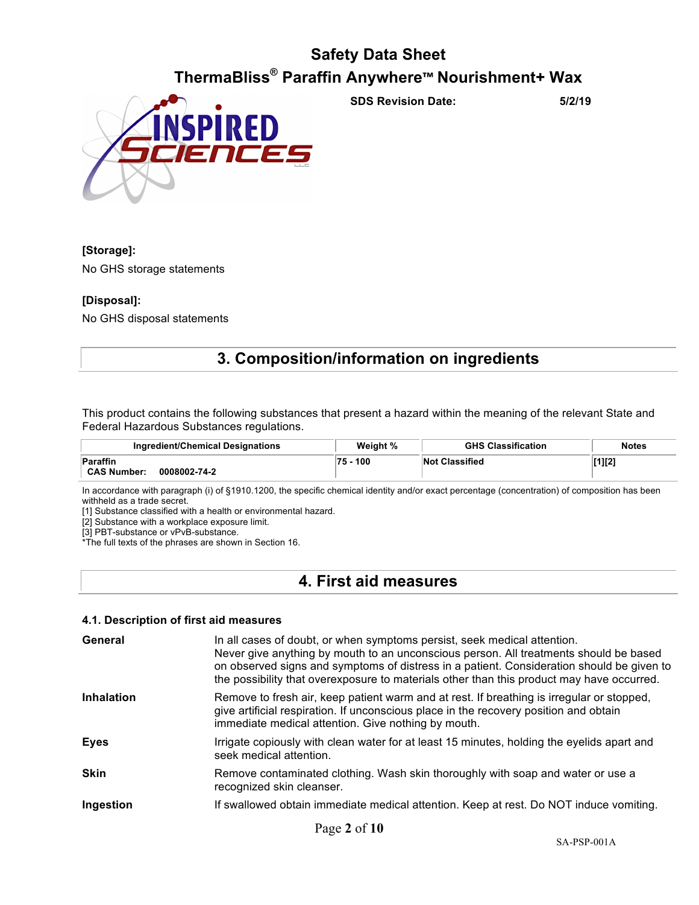**[Storage]:**

No GHS storage statements

**[Disposal]:**

No GHS disposal statements

## 3. Composition/information on ingredients

This product contains the following substances that present a hazard within the meaning of the relevant State and Federal Hazardous Substances regulations.

| Ingredient/Chemical Designations | Weight % | GHS Classification | Notes |
|---|---|---|---|
| **Paraffin**<br>**CAS Number: 0008002-74-2** | **75 - 100** | **Not Classified** | **[1][2]** |

In accordance with paragraph (i) of §1910.1200, the specific chemical identity and/or exact percentage (concentration) of composition has been withheld as a trade secret.
[1] Substance classified with a health or environmental hazard.
[2] Substance with a workplace exposure limit.
[3] PBT-substance or vPvB-substance.
*The full texts of the phrases are shown in Section 16.

## 4. First aid measures

### 4.1. Description of first aid measures

**General**
In all cases of doubt, or when symptoms persist, seek medical attention. Never give anything by mouth to an unconscious person. All treatments should be based on observed signs and symptoms of distress in a patient. Consideration should be given to the possibility that overexposure to materials other than this product may have occurred.

**Inhalation**
Remove to fresh air, keep patient warm and at rest. If breathing is irregular or stopped, give artificial respiration. If unconscious place in the recovery position and obtain immediate medical attention. Give nothing by mouth.

**Eyes**
Irrigate copiously with clean water for at least 15 minutes, holding the eyelids apart and seek medical attention.

**Skin**
Remove contaminated clothing. Wash skin thoroughly with soap and water or use a recognized skin cleanser.

**Ingestion**
If swallowed obtain immediate medical attention. Keep at rest. Do NOT induce vomiting.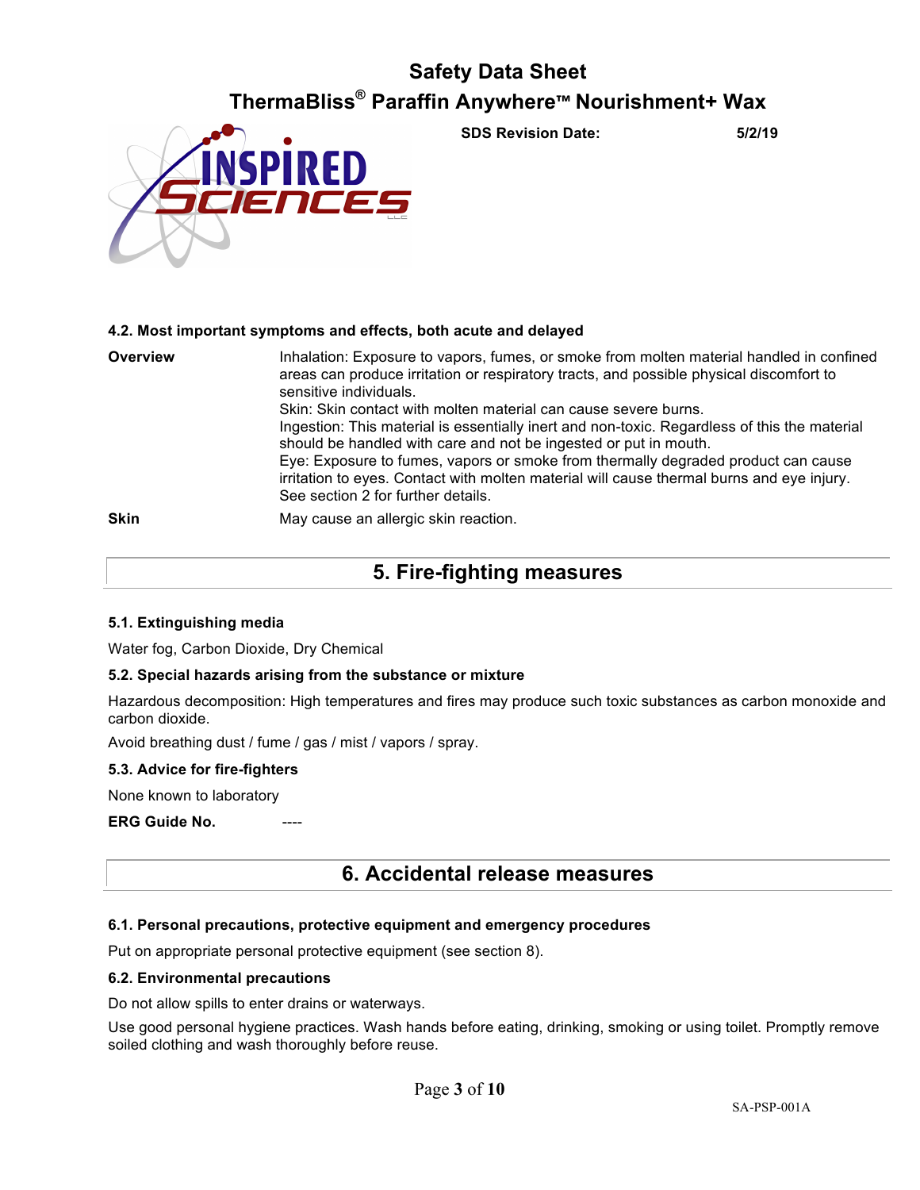### 4.2. Most important symptoms and effects, both acute and delayed

**Overview**

Inhalation: Exposure to vapors, fumes, or smoke from molten material handled in confined areas can produce irritation or respiratory tracts, and possible physical discomfort to sensitive individuals.
Skin: Skin contact with molten material can cause severe burns.
Ingestion: This material is essentially inert and non-toxic. Regardless of this the material should be handled with care and not be ingested or put in mouth.
Eye: Exposure to fumes, vapors or smoke from thermally degraded product can cause irritation to eyes. Contact with molten material will cause thermal burns and eye injury.
See section 2 for further details.

**Skin**

May cause an allergic skin reaction.

## 5. Fire-fighting measures

### 5.1. Extinguishing media

Water fog, Carbon Dioxide, Dry Chemical

### 5.2. Special hazards arising from the substance or mixture

Hazardous decomposition: High temperatures and fires may produce such toxic substances as carbon monoxide and carbon dioxide.

Avoid breathing dust / fume / gas / mist / vapors / spray.

### 5.3. Advice for fire-fighters

None known to laboratory

**ERG Guide No.** ----

## 6. Accidental release measures

### 6.1. Personal precautions, protective equipment and emergency procedures

Put on appropriate personal protective equipment (see section 8).

### 6.2. Environmental precautions

Do not allow spills to enter drains or waterways.

Use good personal hygiene practices. Wash hands before eating, drinking, smoking or using toilet. Promptly remove soiled clothing and wash thoroughly before reuse.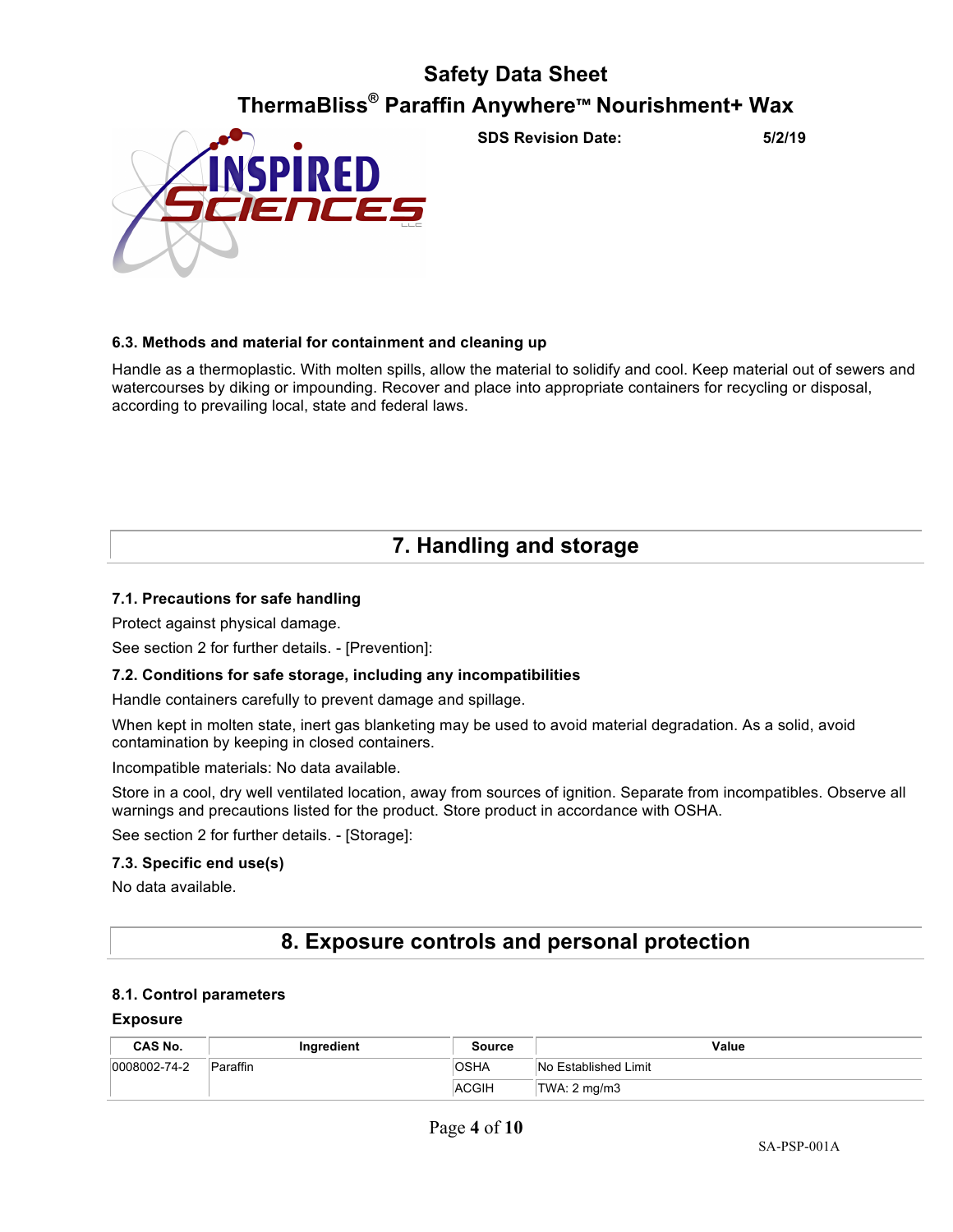### 6.3. Methods and material for containment and cleaning up

Handle as a thermoplastic. With molten spills, allow the material to solidify and cool. Keep material out of sewers and watercourses by diking or impounding. Recover and place into appropriate containers for recycling or disposal, according to prevailing local, state and federal laws.

## 7. Handling and storage

### 7.1. Precautions for safe handling

Protect against physical damage.

See section 2 for further details. - [Prevention]:

### 7.2. Conditions for safe storage, including any incompatibilities

Handle containers carefully to prevent damage and spillage.

When kept in molten state, inert gas blanketing may be used to avoid material degradation. As a solid, avoid contamination by keeping in closed containers.

Incompatible materials: No data available.

Store in a cool, dry well ventilated location, away from sources of ignition. Separate from incompatibles. Observe all warnings and precautions listed for the product. Store product in accordance with OSHA.

See section 2 for further details. - [Storage]:

### 7.3. Specific end use(s)

No data available.

## 8. Exposure controls and personal protection

### 8.1. Control parameters

**Exposure**

| CAS No. | Ingredient | Source | Value |
|---|---|---|---|
| 0008002-74-2 | Paraffin | OSHA | No Established Limit |
| | | ACGIH | TWA: 2 mg/m3 |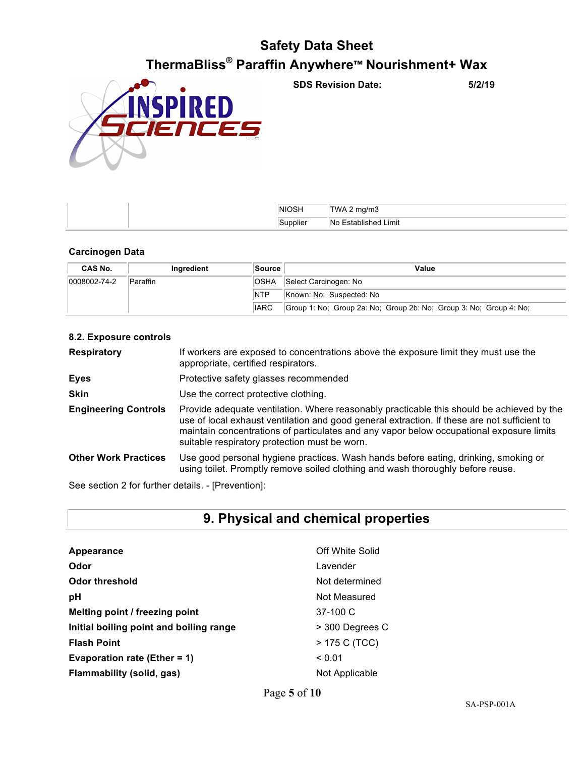| | | NIOSH | TWA 2 mg/m3 |
|---|---|---|---|
| | | Supplier | No Established Limit |

### Carcinogen Data

| CAS No. | Ingredient | Source | Value |
|---|---|---|---|
| 0008002-74-2 | Paraffin | OSHA | Select Carcinogen: No |
| | | NTP | Known: No; Suspected: No |
| | | IARC | Group 1: No; Group 2a: No; Group 2b: No; Group 3: No; Group 4: No; |

### 8.2. Exposure controls

**Respiratory** If workers are exposed to concentrations above the exposure limit they must use the appropriate, certified respirators.

**Eyes** Protective safety glasses recommended

**Skin** Use the correct protective clothing.

**Engineering Controls** Provide adequate ventilation. Where reasonably practicable this should be achieved by the use of local exhaust ventilation and good general extraction. If these are not sufficient to maintain concentrations of particulates and any vapor below occupational exposure limits suitable respiratory protection must be worn.

**Other Work Practices** Use good personal hygiene practices. Wash hands before eating, drinking, smoking or using toilet. Promptly remove soiled clothing and wash thoroughly before reuse.

See section 2 for further details. - [Prevention]:

## 9. Physical and chemical properties

| | |
|---|---|
| **Appearance** | Off White Solid |
| **Odor** | Lavender |
| **Odor threshold** | Not determined |
| **pH** | Not Measured |
| **Melting point / freezing point** | 37-100 C |
| **Initial boiling point and boiling range** | > 300 Degrees C |
| **Flash Point** | > 175 C (TCC) |
| **Evaporation rate (Ether = 1)** | < 0.01 |
| **Flammability (solid, gas)** | Not Applicable |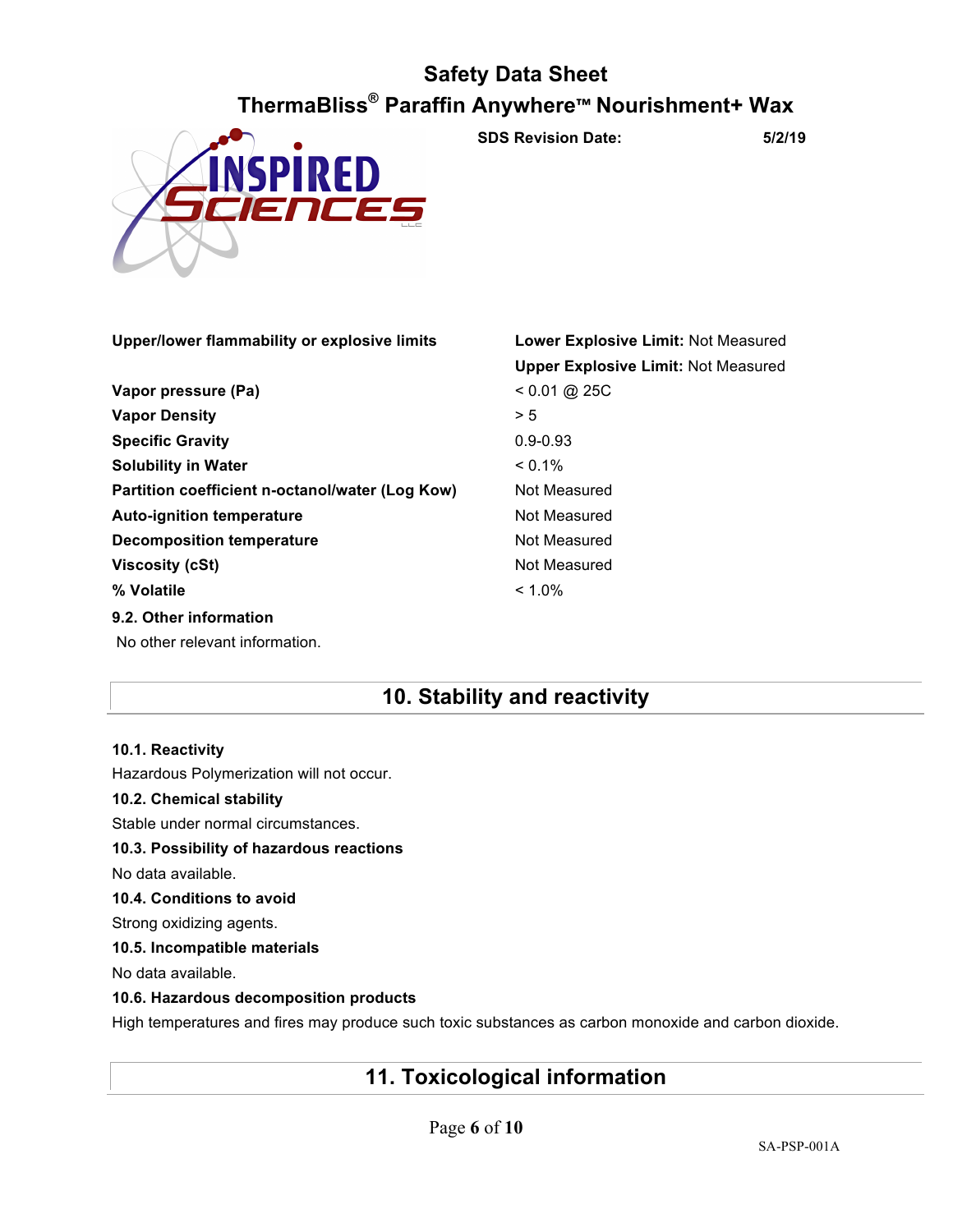| | |
|---|---|
| **Upper/lower flammability or explosive limits** | **Lower Explosive Limit:** Not Measured |
| | **Upper Explosive Limit:** Not Measured |
| **Vapor pressure (Pa)** | < 0.01 @ 25C |
| **Vapor Density** | > 5 |
| **Specific Gravity** | 0.9-0.93 |
| **Solubility in Water** | < 0.1% |
| **Partition coefficient n-octanol/water (Log Kow)** | Not Measured |
| **Auto-ignition temperature** | Not Measured |
| **Decomposition temperature** | Not Measured |
| **Viscosity (cSt)** | Not Measured |
| **% Volatile** | < 1.0% |

### 9.2. Other information

No other relevant information.

## 10. Stability and reactivity

### 10.1. Reactivity

Hazardous Polymerization will not occur.

### 10.2. Chemical stability

Stable under normal circumstances.

### 10.3. Possibility of hazardous reactions

No data available.

### 10.4. Conditions to avoid

Strong oxidizing agents.

### 10.5. Incompatible materials

No data available.

### 10.6. Hazardous decomposition products

High temperatures and fires may produce such toxic substances as carbon monoxide and carbon dioxide.

## 11. Toxicological information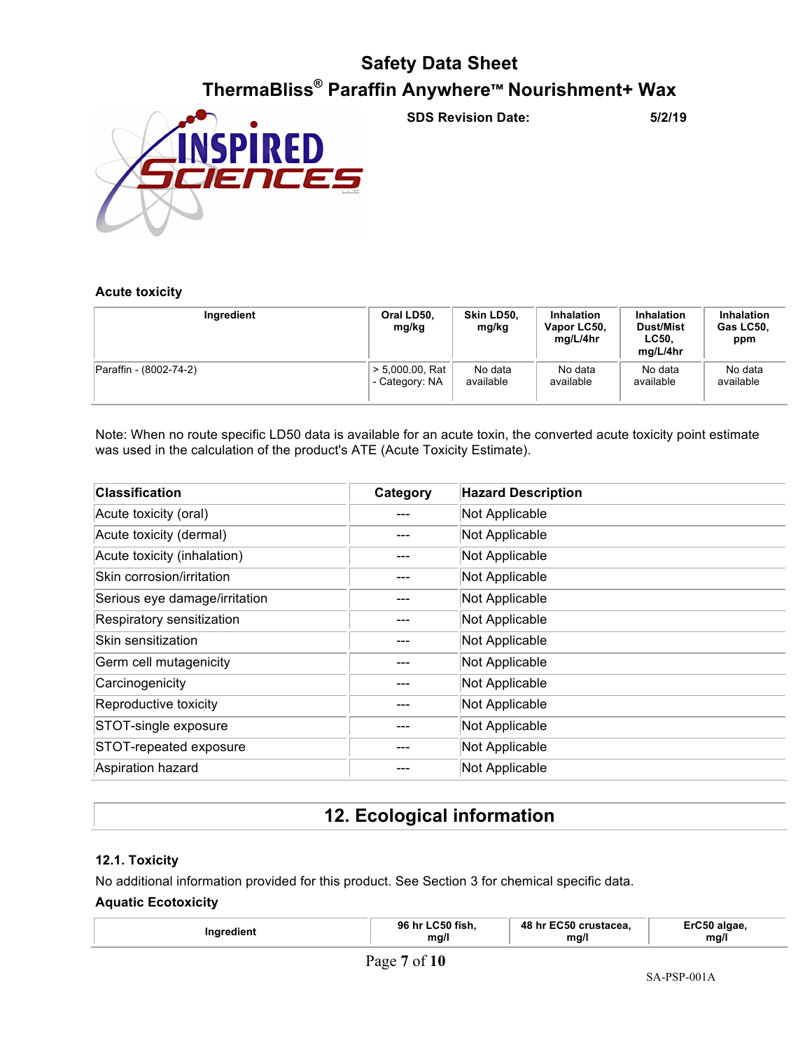### Acute toxicity

| Ingredient | Oral LD50, mg/kg | Skin LD50, mg/kg | Inhalation Vapor LC50, mg/L/4hr | Inhalation Dust/Mist LC50, mg/L/4hr | Inhalation Gas LC50, ppm |
|---|---|---|---|---|---|
| Paraffin - (8002-74-2) | > 5,000.00, Rat - Category: NA | No data available | No data available | No data available | No data available |

Note: When no route specific LD50 data is available for an acute toxin, the converted acute toxicity point estimate was used in the calculation of the product's ATE (Acute Toxicity Estimate).

| Classification | Category | Hazard Description |
|---|---|---|
| Acute toxicity (oral) | --- | Not Applicable |
| Acute toxicity (dermal) | --- | Not Applicable |
| Acute toxicity (inhalation) | --- | Not Applicable |
| Skin corrosion/irritation | --- | Not Applicable |
| Serious eye damage/irritation | --- | Not Applicable |
| Respiratory sensitization | --- | Not Applicable |
| Skin sensitization | --- | Not Applicable |
| Germ cell mutagenicity | --- | Not Applicable |
| Carcinogenicity | --- | Not Applicable |
| Reproductive toxicity | --- | Not Applicable |
| STOT-single exposure | --- | Not Applicable |
| STOT-repeated exposure | --- | Not Applicable |
| Aspiration hazard | --- | Not Applicable |

## 12. Ecological information

### 12.1. Toxicity

No additional information provided for this product. See Section 3 for chemical specific data.

### Aquatic Ecotoxicity

| Ingredient | 96 hr LC50 fish, mg/l | 48 hr EC50 crustacea, mg/l | ErC50 algae, mg/l |
|---|---|---|---|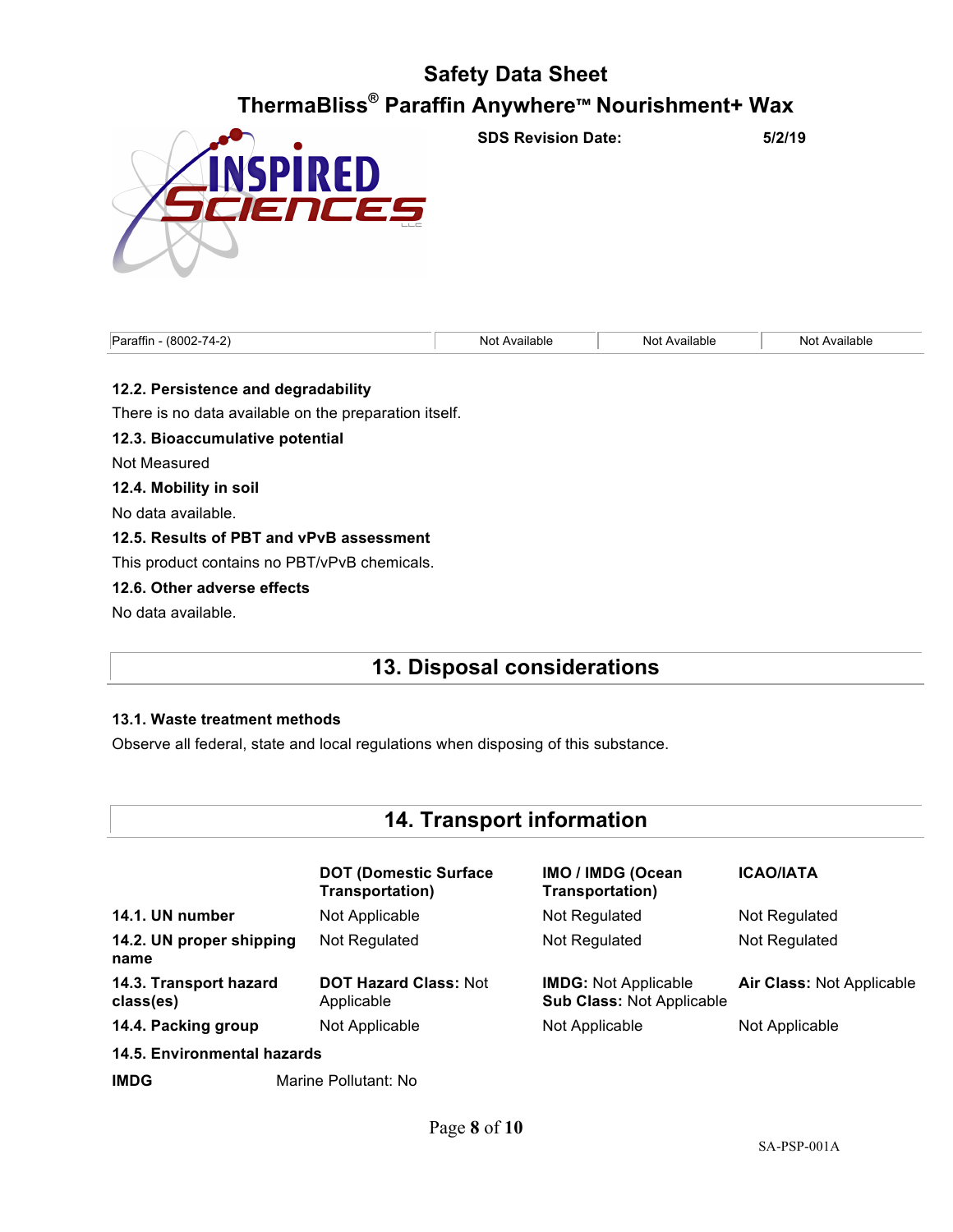| Paraffin - (8002-74-2) | Not Available | Not Available | Not Available |
|---|---|---|---|

**12.2. Persistence and degradability**

There is no data available on the preparation itself.

**12.3. Bioaccumulative potential**

Not Measured

**12.4. Mobility in soil**

No data available.

**12.5. Results of PBT and vPvB assessment**

This product contains no PBT/vPvB chemicals.

**12.6. Other adverse effects**

No data available.

## 13. Disposal considerations

**13.1. Waste treatment methods**

Observe all federal, state and local regulations when disposing of this substance.

## 14. Transport information

| | DOT (Domestic Surface Transportation) | IMO / IMDG (Ocean Transportation) | ICAO/IATA |
|---|---|---|---|
| **14.1. UN number** | Not Applicable | Not Regulated | Not Regulated |
| **14.2. UN proper shipping name** | Not Regulated | Not Regulated | Not Regulated |
| **14.3. Transport hazard class(es)** | **DOT Hazard Class:** Not Applicable | **IMDG:** Not Applicable **Sub Class:** Not Applicable | **Air Class:** Not Applicable |
| **14.4. Packing group** | Not Applicable | Not Applicable | Not Applicable |

**14.5. Environmental hazards**

**IMDG** Marine Pollutant: No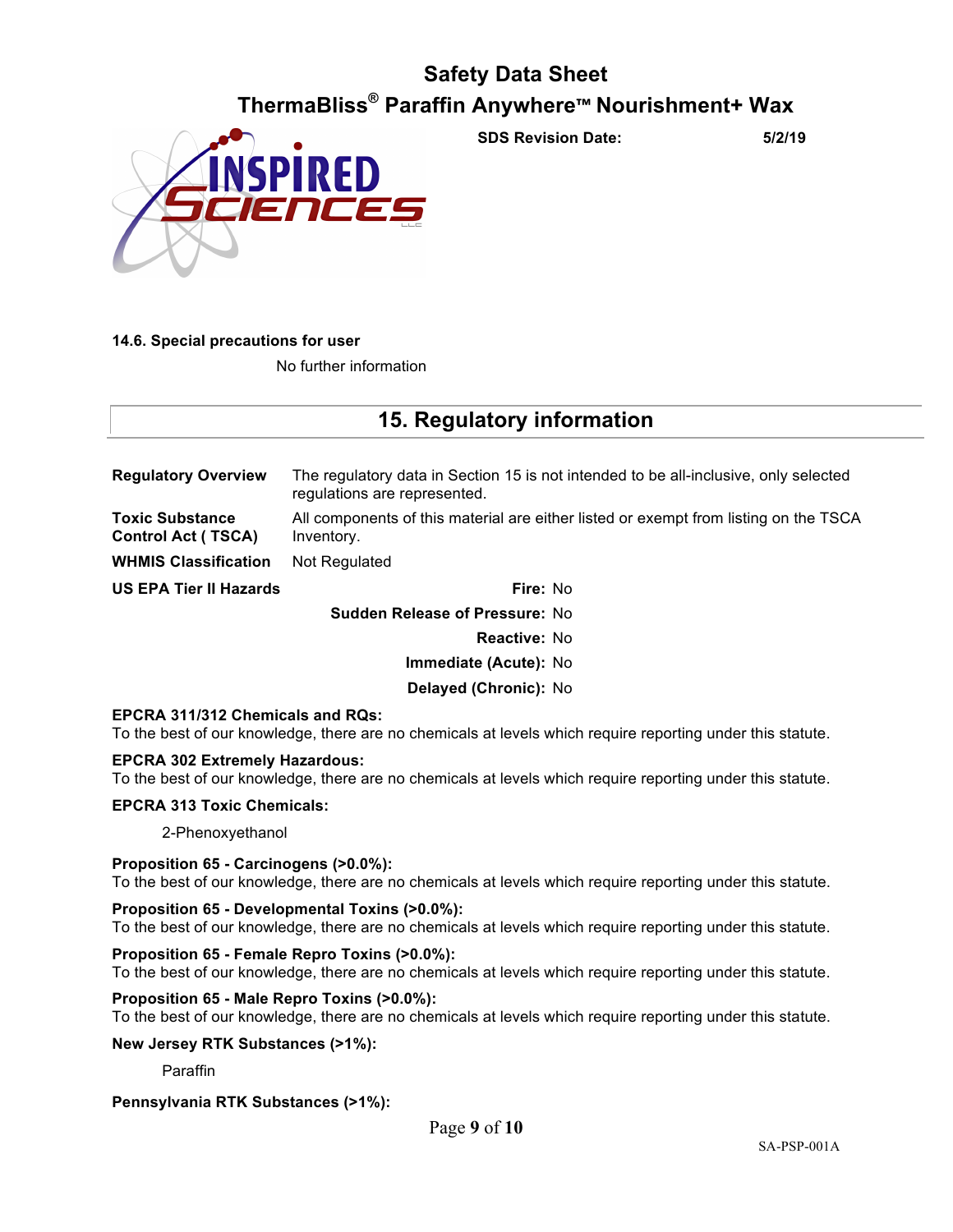### 14.6. Special precautions for user

No further information

## 15. Regulatory information

**Regulatory Overview** The regulatory data in Section 15 is not intended to be all-inclusive, only selected regulations are represented.

**Toxic Substance Control Act ( TSCA)** All components of this material are either listed or exempt from listing on the TSCA Inventory.

**WHMIS Classification** Not Regulated

**US EPA Tier II Hazards**

| | |
|---|---|
| **Fire:** | No |
| **Sudden Release of Pressure:** | No |
| **Reactive:** | No |
| **Immediate (Acute):** | No |
| **Delayed (Chronic):** | No |

**EPCRA 311/312 Chemicals and RQs:**
To the best of our knowledge, there are no chemicals at levels which require reporting under this statute.

**EPCRA 302 Extremely Hazardous:**
To the best of our knowledge, there are no chemicals at levels which require reporting under this statute.

**EPCRA 313 Toxic Chemicals:**

2-Phenoxyethanol

**Proposition 65 - Carcinogens (>0.0%):**
To the best of our knowledge, there are no chemicals at levels which require reporting under this statute.

**Proposition 65 - Developmental Toxins (>0.0%):**
To the best of our knowledge, there are no chemicals at levels which require reporting under this statute.

**Proposition 65 - Female Repro Toxins (>0.0%):**
To the best of our knowledge, there are no chemicals at levels which require reporting under this statute.

**Proposition 65 - Male Repro Toxins (>0.0%):**
To the best of our knowledge, there are no chemicals at levels which require reporting under this statute.

**New Jersey RTK Substances (>1%):**

Paraffin

**Pennsylvania RTK Substances (>1%):**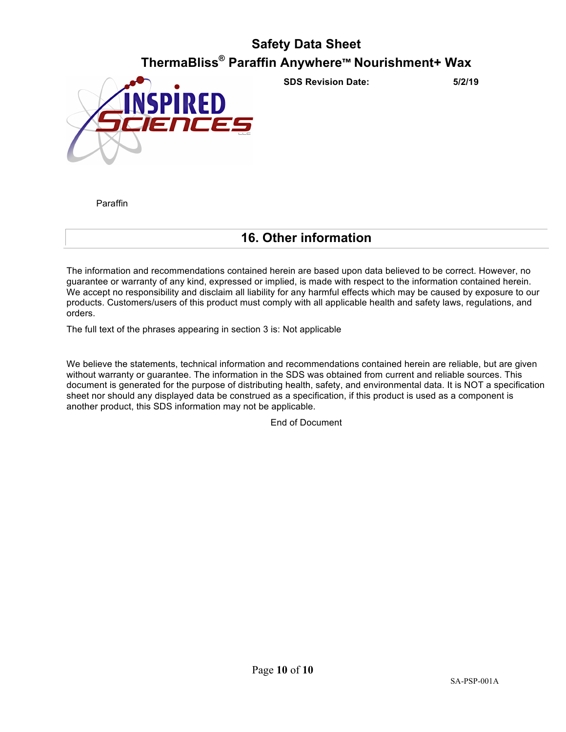Paraffin

## 16. Other information

The information and recommendations contained herein are based upon data believed to be correct. However, no guarantee or warranty of any kind, expressed or implied, is made with respect to the information contained herein. We accept no responsibility and disclaim all liability for any harmful effects which may be caused by exposure to our products. Customers/users of this product must comply with all applicable health and safety laws, regulations, and orders.

The full text of the phrases appearing in section 3 is: Not applicable

We believe the statements, technical information and recommendations contained herein are reliable, but are given without warranty or guarantee. The information in the SDS was obtained from current and reliable sources. This document is generated for the purpose of distributing health, safety, and environmental data. It is NOT a specification sheet nor should any displayed data be construed as a specification, if this product is used as a component is another product, this SDS information may not be applicable.

End of Document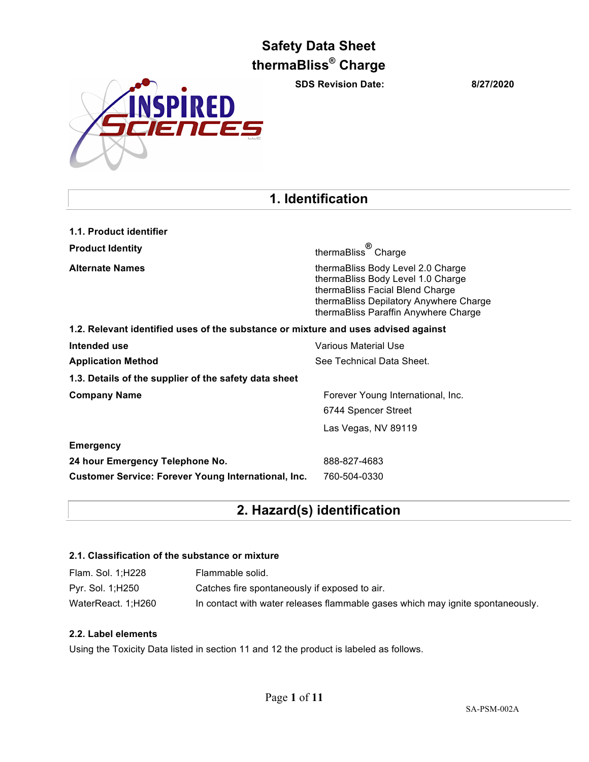# Safety Data Sheet
# thermaBliss® Charge

**SDS Revision Date:** **8/27/2020**

## 1. Identification

### 1.1. Product identifier

| | |
|---|---|
| **Product Identity** | thermaBliss® Charge |
| **Alternate Names** | thermaBliss Body Level 2.0 Charge<br>thermaBliss Body Level 1.0 Charge<br>thermaBliss Facial Blend Charge<br>thermaBliss Depilatory Anywhere Charge<br>thermaBliss Paraffin Anywhere Charge |

### 1.2. Relevant identified uses of the substance or mixture and uses advised against

| | |
|---|---|
| **Intended use** | Various Material Use |
| **Application Method** | See Technical Data Sheet. |

### 1.3. Details of the supplier of the safety data sheet

| | |
|---|---|
| **Company Name** | Forever Young International, Inc.<br>6744 Spencer Street<br>Las Vegas, NV 89119 |
| **Emergency** | |
| **24 hour Emergency Telephone No.** | 888-827-4683 |
| **Customer Service: Forever Young International, Inc.** | 760-504-0330 |

## 2. Hazard(s) identification

### 2.1. Classification of the substance or mixture

| | |
|---|---|
| Flam. Sol. 1;H228 | Flammable solid. |
| Pyr. Sol. 1;H250 | Catches fire spontaneously if exposed to air. |
| WaterReact. 1;H260 | In contact with water releases flammable gases which may ignite spontaneously. |

### 2.2. Label elements

Using the Toxicity Data listed in section 11 and 12 the product is labeled as follows.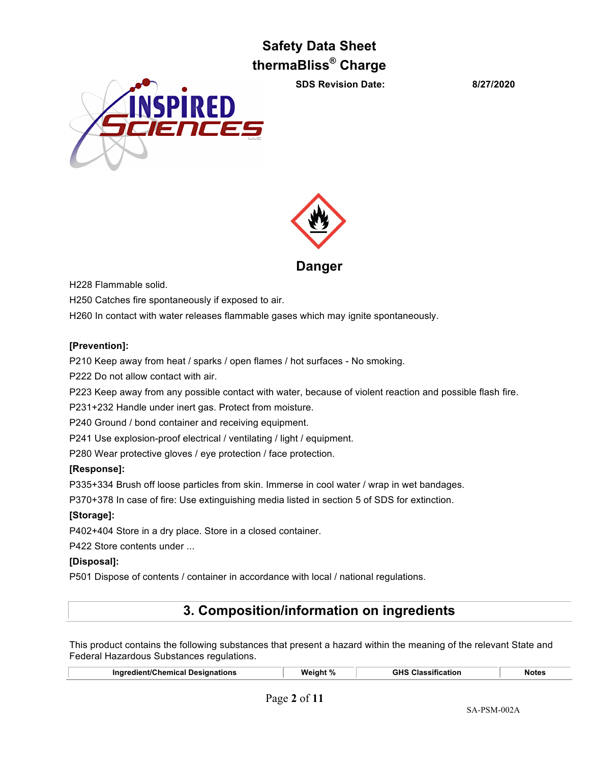**Danger**

H228 Flammable solid.

H250 Catches fire spontaneously if exposed to air.

H260 In contact with water releases flammable gases which may ignite spontaneously.

**[Prevention]:**

P210 Keep away from heat / sparks / open flames / hot surfaces - No smoking.

P222 Do not allow contact with air.

P223 Keep away from any possible contact with water, because of violent reaction and possible flash fire.

P231+232 Handle under inert gas. Protect from moisture.

P240 Ground / bond container and receiving equipment.

P241 Use explosion-proof electrical / ventilating / light / equipment.

P280 Wear protective gloves / eye protection / face protection.

**[Response]:**

P335+334 Brush off loose particles from skin. Immerse in cool water / wrap in wet bandages.

P370+378 In case of fire: Use extinguishing media listed in section 5 of SDS for extinction.

**[Storage]:**

P402+404 Store in a dry place. Store in a closed container.

P422 Store contents under ...

**[Disposal]:**

P501 Dispose of contents / container in accordance with local / national regulations.

## 3. Composition/information on ingredients

This product contains the following substances that present a hazard within the meaning of the relevant State and Federal Hazardous Substances regulations.

| Ingredient/Chemical Designations | Weight % | GHS Classification | Notes |
|---|---|---|---|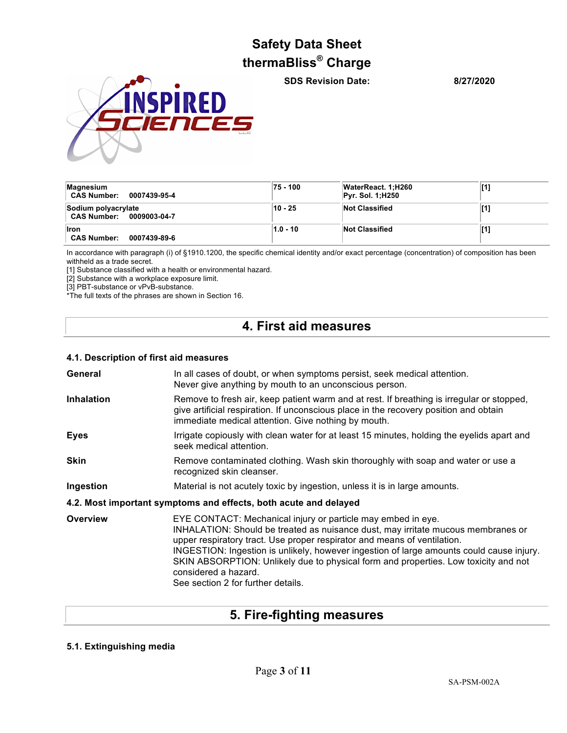| | | | |
|---|---|---|---|
| **Magnesium**<br>**CAS Number: 0007439-95-4** | **75 - 100** | **WaterReact. 1;H260**<br>**Pyr. Sol. 1;H250** | **[1]** |
| **Sodium polyacrylate**<br>**CAS Number: 0009003-04-7** | **10 - 25** | **Not Classified** | **[1]** |
| **Iron**<br>**CAS Number: 0007439-89-6** | **1.0 - 10** | **Not Classified** | **[1]** |

In accordance with paragraph (i) of §1910.1200, the specific chemical identity and/or exact percentage (concentration) of composition has been withheld as a trade secret.
[1] Substance classified with a health or environmental hazard.
[2] Substance with a workplace exposure limit.
[3] PBT-substance or vPvB-substance.
*The full texts of the phrases are shown in Section 16.

## 4. First aid measures

### 4.1. Description of first aid measures

**General** In all cases of doubt, or when symptoms persist, seek medical attention. Never give anything by mouth to an unconscious person.

**Inhalation** Remove to fresh air, keep patient warm and at rest. If breathing is irregular or stopped, give artificial respiration. If unconscious place in the recovery position and obtain immediate medical attention. Give nothing by mouth.

**Eyes** Irrigate copiously with clean water for at least 15 minutes, holding the eyelids apart and seek medical attention.

**Skin** Remove contaminated clothing. Wash skin thoroughly with soap and water or use a recognized skin cleanser.

**Ingestion** Material is not acutely toxic by ingestion, unless it is in large amounts.

### 4.2. Most important symptoms and effects, both acute and delayed

**Overview** EYE CONTACT: Mechanical injury or particle may embed in eye.
INHALATION: Should be treated as nuisance dust, may irritate mucous membranes or upper respiratory tract. Use proper respirator and means of ventilation.
INGESTION: Ingestion is unlikely, however ingestion of large amounts could cause injury.
SKIN ABSORPTION: Unlikely due to physical form and properties. Low toxicity and not considered a hazard.
See section 2 for further details.

## 5. Fire-fighting measures

### 5.1. Extinguishing media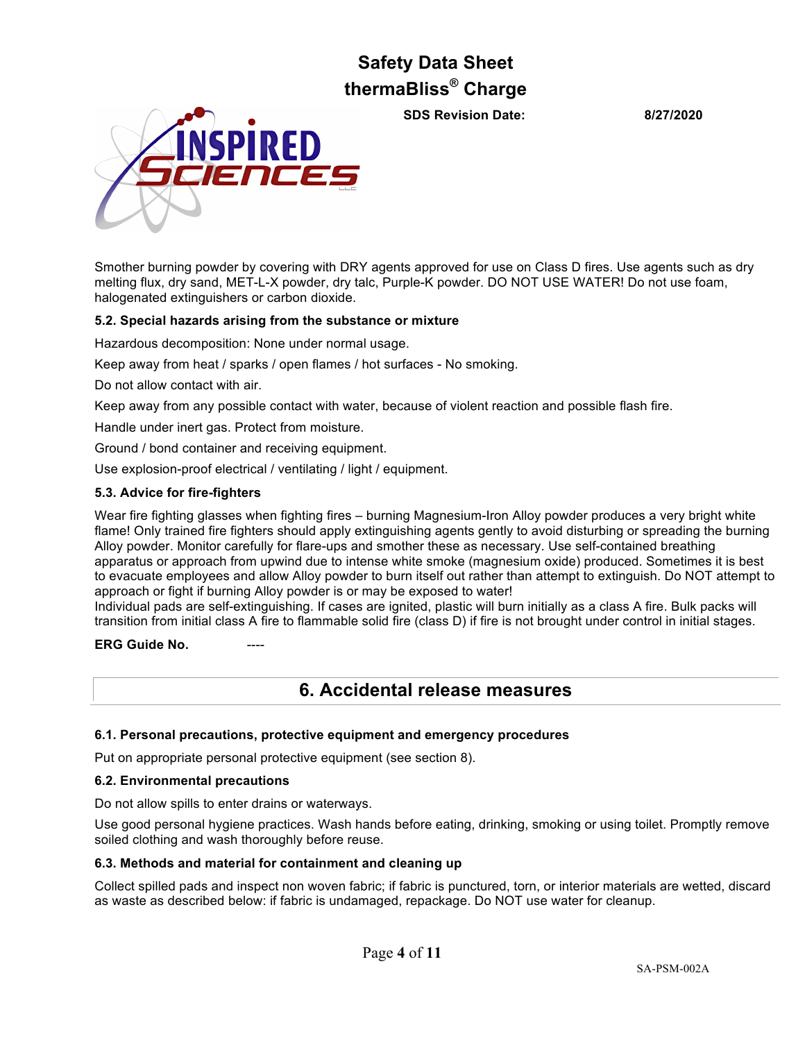Smother burning powder by covering with DRY agents approved for use on Class D fires. Use agents such as dry melting flux, dry sand, MET-L-X powder, dry talc, Purple-K powder. DO NOT USE WATER! Do not use foam, halogenated extinguishers or carbon dioxide.

### 5.2. Special hazards arising from the substance or mixture

Hazardous decomposition: None under normal usage.

Keep away from heat / sparks / open flames / hot surfaces - No smoking.

Do not allow contact with air.

Keep away from any possible contact with water, because of violent reaction and possible flash fire.

Handle under inert gas. Protect from moisture.

Ground / bond container and receiving equipment.

Use explosion-proof electrical / ventilating / light / equipment.

### 5.3. Advice for fire-fighters

Wear fire fighting glasses when fighting fires – burning Magnesium-Iron Alloy powder produces a very bright white flame! Only trained fire fighters should apply extinguishing agents gently to avoid disturbing or spreading the burning Alloy powder. Monitor carefully for flare-ups and smother these as necessary. Use self-contained breathing apparatus or approach from upwind due to intense white smoke (magnesium oxide) produced. Sometimes it is best to evacuate employees and allow Alloy powder to burn itself out rather than attempt to extinguish. Do NOT attempt to approach or fight if burning Alloy powder is or may be exposed to water!
Individual pads are self-extinguishing. If cases are ignited, plastic will burn initially as a class A fire. Bulk packs will transition from initial class A fire to flammable solid fire (class D) if fire is not brought under control in initial stages.

**ERG Guide No.** ----

## 6. Accidental release measures

### 6.1. Personal precautions, protective equipment and emergency procedures

Put on appropriate personal protective equipment (see section 8).

### 6.2. Environmental precautions

Do not allow spills to enter drains or waterways.

Use good personal hygiene practices. Wash hands before eating, drinking, smoking or using toilet. Promptly remove soiled clothing and wash thoroughly before reuse.

### 6.3. Methods and material for containment and cleaning up

Collect spilled pads and inspect non woven fabric; if fabric is punctured, torn, or interior materials are wetted, discard as waste as described below: if fabric is undamaged, repackage. Do NOT use water for cleanup.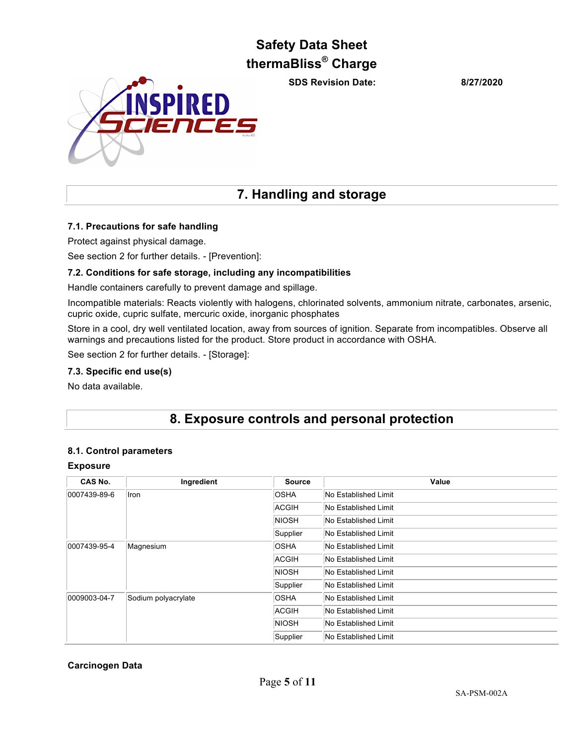## 7. Handling and storage

### 7.1. Precautions for safe handling

Protect against physical damage.

See section 2 for further details. - [Prevention]:

### 7.2. Conditions for safe storage, including any incompatibilities

Handle containers carefully to prevent damage and spillage.

Incompatible materials: Reacts violently with halogens, chlorinated solvents, ammonium nitrate, carbonates, arsenic, cupric oxide, cupric sulfate, mercuric oxide, inorganic phosphates

Store in a cool, dry well ventilated location, away from sources of ignition. Separate from incompatibles. Observe all warnings and precautions listed for the product. Store product in accordance with OSHA.

See section 2 for further details. - [Storage]:

### 7.3. Specific end use(s)

No data available.

## 8. Exposure controls and personal protection

### 8.1. Control parameters

**Exposure**

| CAS No. | Ingredient | Source | Value |
|---|---|---|---|
| 0007439-89-6 | Iron | OSHA | No Established Limit |
| | | ACGIH | No Established Limit |
| | | NIOSH | No Established Limit |
| | | Supplier | No Established Limit |
| 0007439-95-4 | Magnesium | OSHA | No Established Limit |
| | | ACGIH | No Established Limit |
| | | NIOSH | No Established Limit |
| | | Supplier | No Established Limit |
| 0009003-04-7 | Sodium polyacrylate | OSHA | No Established Limit |
| | | ACGIH | No Established Limit |
| | | NIOSH | No Established Limit |
| | | Supplier | No Established Limit |

**Carcinogen Data**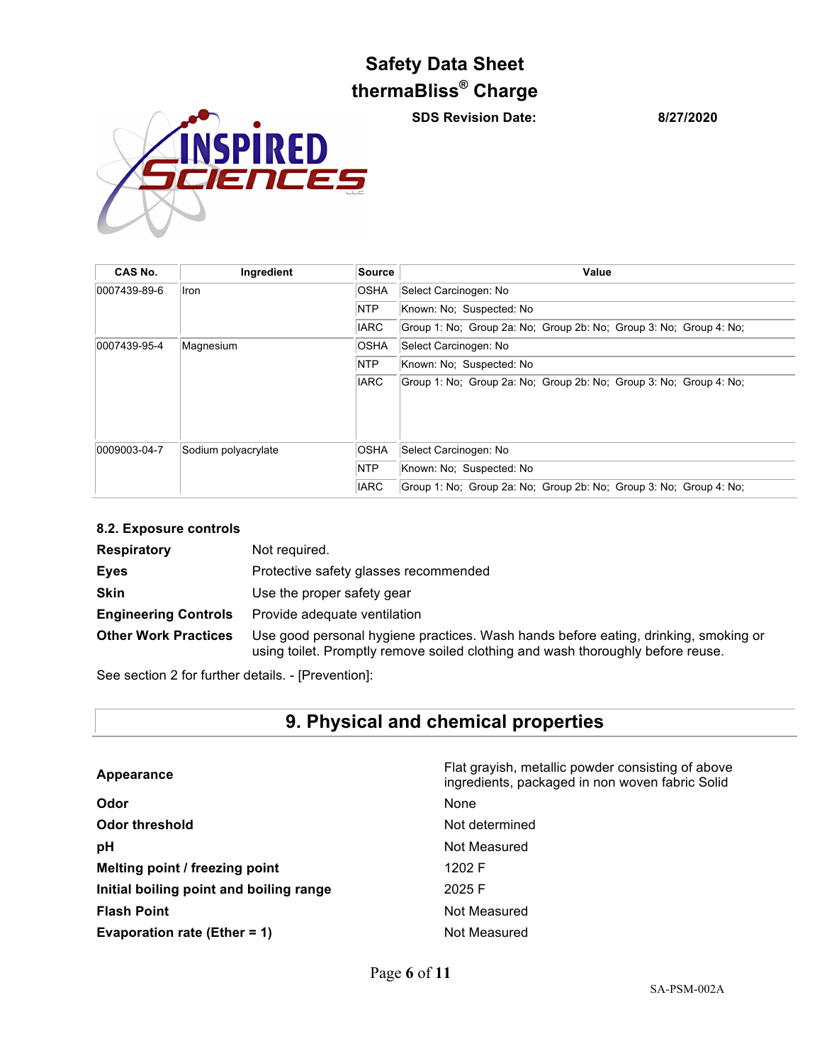| CAS No. | Ingredient | Source | Value |
|---|---|---|---|
| 0007439-89-6 | Iron | OSHA | Select Carcinogen: No |
| | | NTP | Known: No; Suspected: No |
| | | IARC | Group 1: No; Group 2a: No; Group 2b: No; Group 3: No; Group 4: No; |
| 0007439-95-4 | Magnesium | OSHA | Select Carcinogen: No |
| | | NTP | Known: No; Suspected: No |
| | | IARC | Group 1: No; Group 2a: No; Group 2b: No; Group 3: No; Group 4: No; |
| 0009003-04-7 | Sodium polyacrylate | OSHA | Select Carcinogen: No |
| | | NTP | Known: No; Suspected: No |
| | | IARC | Group 1: No; Group 2a: No; Group 2b: No; Group 3: No; Group 4: No; |

### 8.2. Exposure controls

| | |
|---|---|
| **Respiratory** | Not required. |
| **Eyes** | Protective safety glasses recommended |
| **Skin** | Use the proper safety gear |
| **Engineering Controls** | Provide adequate ventilation |
| **Other Work Practices** | Use good personal hygiene practices. Wash hands before eating, drinking, smoking or using toilet. Promptly remove soiled clothing and wash thoroughly before reuse. |

See section 2 for further details. - [Prevention]:

## 9. Physical and chemical properties

| | |
|---|---|
| **Appearance** | Flat grayish, metallic powder consisting of above ingredients, packaged in non woven fabric Solid |
| **Odor** | None |
| **Odor threshold** | Not determined |
| **pH** | Not Measured |
| **Melting point / freezing point** | 1202 F |
| **Initial boiling point and boiling range** | 2025 F |
| **Flash Point** | Not Measured |
| **Evaporation rate (Ether = 1)** | Not Measured |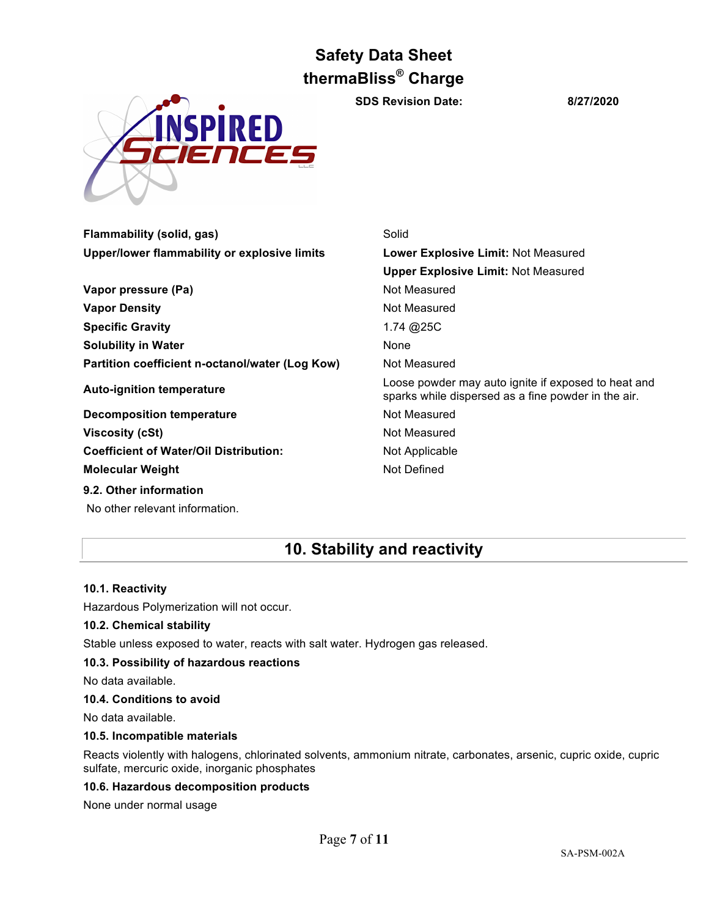| | |
|---|---|
| **Flammability (solid, gas)** | Solid |
| **Upper/lower flammability or explosive limits** | **Lower Explosive Limit:** Not Measured |
| | **Upper Explosive Limit:** Not Measured |
| **Vapor pressure (Pa)** | Not Measured |
| **Vapor Density** | Not Measured |
| **Specific Gravity** | 1.74 @25C |
| **Solubility in Water** | None |
| **Partition coefficient n-octanol/water (Log Kow)** | Not Measured |
| **Auto-ignition temperature** | Loose powder may auto ignite if exposed to heat and sparks while dispersed as a fine powder in the air. |
| **Decomposition temperature** | Not Measured |
| **Viscosity (cSt)** | Not Measured |
| **Coefficient of Water/Oil Distribution:** | Not Applicable |
| **Molecular Weight** | Not Defined |

**9.2. Other information**

No other relevant information.

## 10. Stability and reactivity

**10.1. Reactivity**

Hazardous Polymerization will not occur.

**10.2. Chemical stability**

Stable unless exposed to water, reacts with salt water. Hydrogen gas released.

**10.3. Possibility of hazardous reactions**

No data available.

**10.4. Conditions to avoid**

No data available.

**10.5. Incompatible materials**

Reacts violently with halogens, chlorinated solvents, ammonium nitrate, carbonates, arsenic, cupric oxide, cupric sulfate, mercuric oxide, inorganic phosphates

**10.6. Hazardous decomposition products**

None under normal usage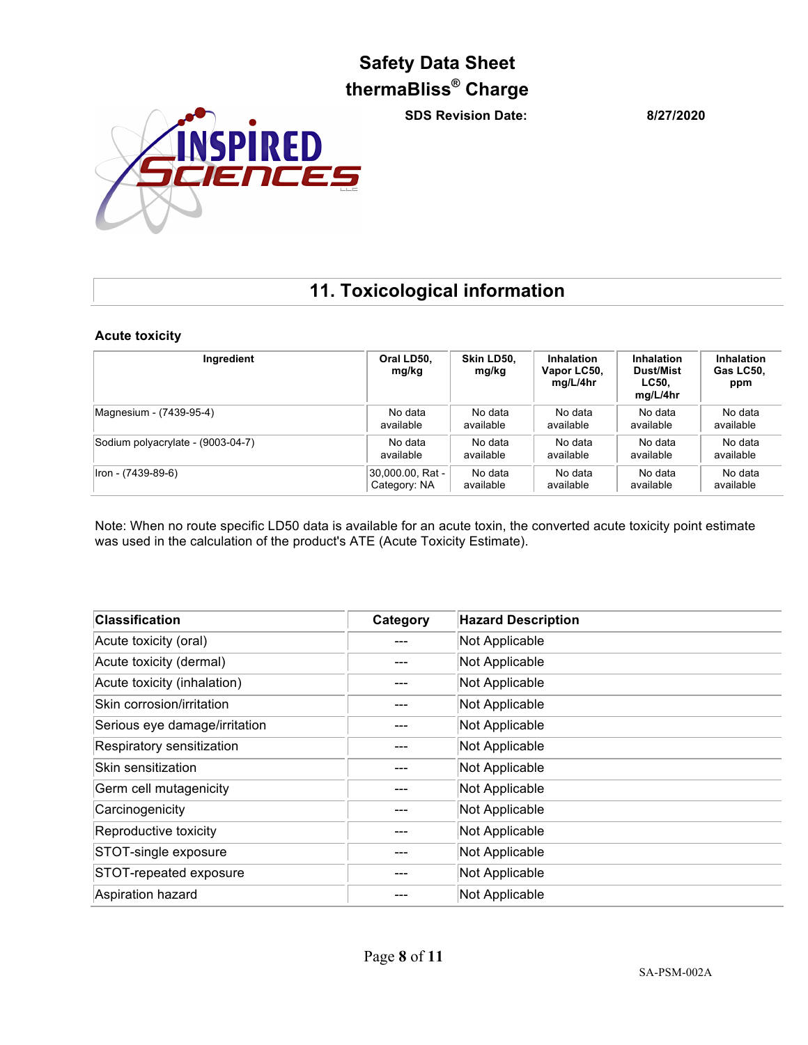## 11. Toxicological information

### Acute toxicity

| Ingredient | Oral LD50, mg/kg | Skin LD50, mg/kg | Inhalation Vapor LC50, mg/L/4hr | Inhalation Dust/Mist LC50, mg/L/4hr | Inhalation Gas LC50, ppm |
|---|---|---|---|---|---|
| Magnesium - (7439-95-4) | No data available | No data available | No data available | No data available | No data available |
| Sodium polyacrylate - (9003-04-7) | No data available | No data available | No data available | No data available | No data available |
| Iron - (7439-89-6) | 30,000.00, Rat - Category: NA | No data available | No data available | No data available | No data available |

Note: When no route specific LD50 data is available for an acute toxin, the converted acute toxicity point estimate was used in the calculation of the product's ATE (Acute Toxicity Estimate).

| Classification | Category | Hazard Description |
|---|---|---|
| Acute toxicity (oral) | --- | Not Applicable |
| Acute toxicity (dermal) | --- | Not Applicable |
| Acute toxicity (inhalation) | --- | Not Applicable |
| Skin corrosion/irritation | --- | Not Applicable |
| Serious eye damage/irritation | --- | Not Applicable |
| Respiratory sensitization | --- | Not Applicable |
| Skin sensitization | --- | Not Applicable |
| Germ cell mutagenicity | --- | Not Applicable |
| Carcinogenicity | --- | Not Applicable |
| Reproductive toxicity | --- | Not Applicable |
| STOT-single exposure | --- | Not Applicable |
| STOT-repeated exposure | --- | Not Applicable |
| Aspiration hazard | --- | Not Applicable |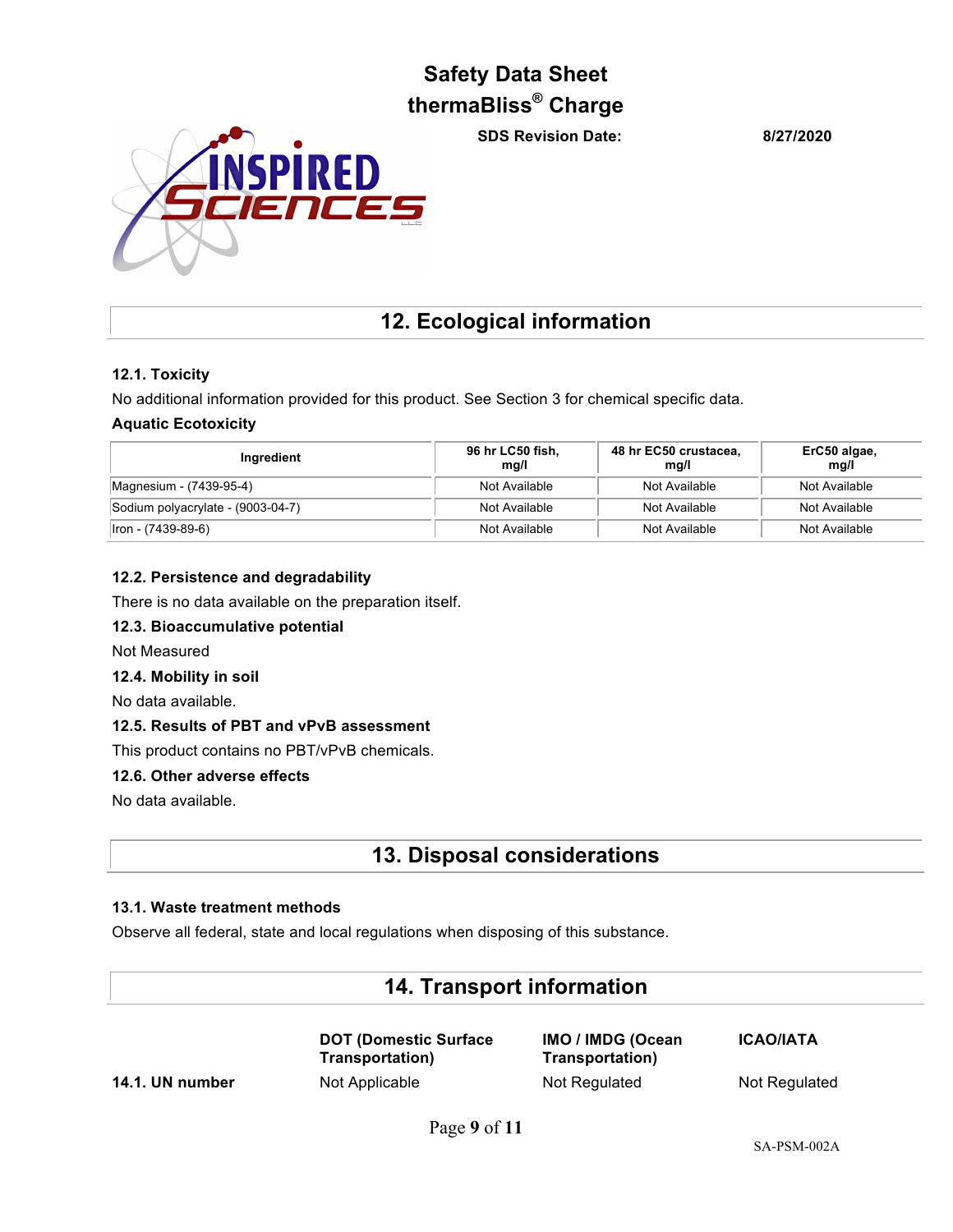## 12. Ecological information

### 12.1. Toxicity

No additional information provided for this product. See Section 3 for chemical specific data.

**Aquatic Ecotoxicity**

| Ingredient | 96 hr LC50 fish, mg/l | 48 hr EC50 crustacea, mg/l | ErC50 algae, mg/l |
|---|---|---|---|
| Magnesium - (7439-95-4) | Not Available | Not Available | Not Available |
| Sodium polyacrylate - (9003-04-7) | Not Available | Not Available | Not Available |
| Iron - (7439-89-6) | Not Available | Not Available | Not Available |

### 12.2. Persistence and degradability

There is no data available on the preparation itself.

### 12.3. Bioaccumulative potential

Not Measured

### 12.4. Mobility in soil

No data available.

### 12.5. Results of PBT and vPvB assessment

This product contains no PBT/vPvB chemicals.

### 12.6. Other adverse effects

No data available.

## 13. Disposal considerations

### 13.1. Waste treatment methods

Observe all federal, state and local regulations when disposing of this substance.

## 14. Transport information

| | DOT (Domestic Surface Transportation) | IMO / IMDG (Ocean Transportation) | ICAO/IATA |
|---|---|---|---|
| **14.1. UN number** | Not Applicable | Not Regulated | Not Regulated |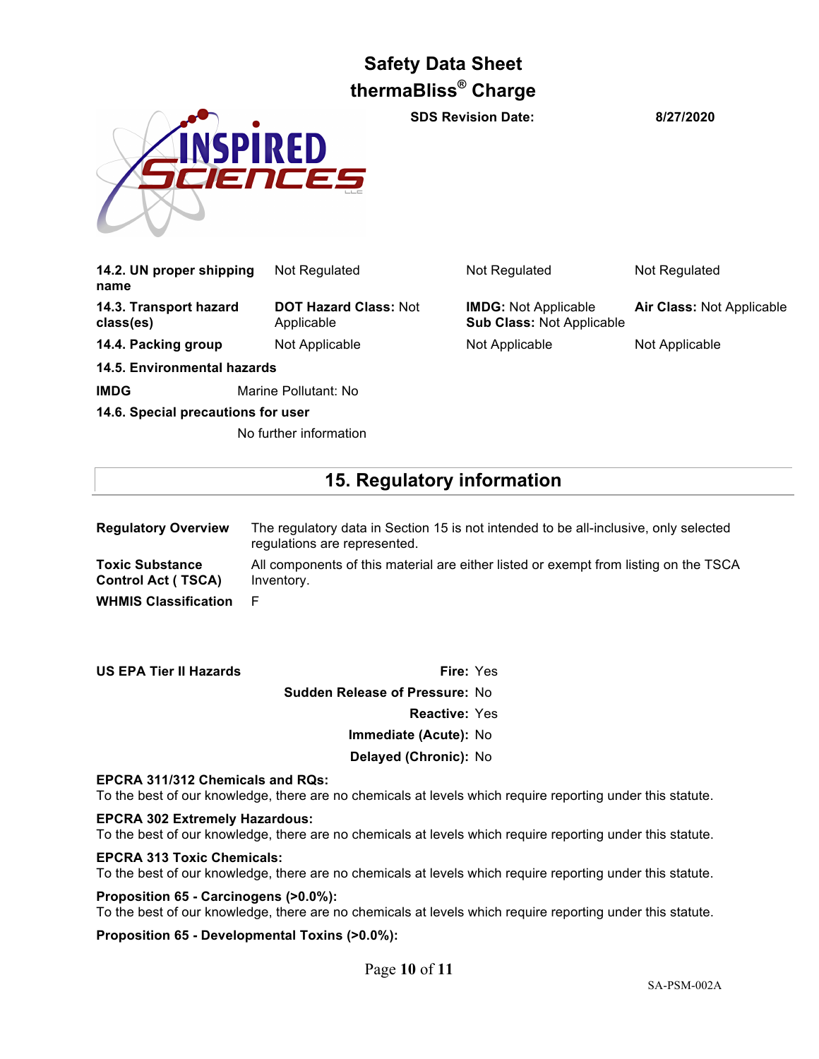| | | | |
|---|---|---|---|
| **14.2. UN proper shipping name** | Not Regulated | Not Regulated | Not Regulated |
| **14.3. Transport hazard class(es)** | **DOT Hazard Class:** Not Applicable | **IMDG:** Not Applicable **Sub Class:** Not Applicable | **Air Class:** Not Applicable |
| **14.4. Packing group** | Not Applicable | Not Applicable | Not Applicable |

**14.5. Environmental hazards**

**IMDG** Marine Pollutant: No

**14.6. Special precautions for user**

No further information

## 15. Regulatory information

| | |
|---|---|
| **Regulatory Overview** | The regulatory data in Section 15 is not intended to be all-inclusive, only selected regulations are represented. |
| **Toxic Substance Control Act ( TSCA)** | All components of this material are either listed or exempt from listing on the TSCA Inventory. |
| **WHMIS Classification** | F |

**US EPA Tier II Hazards**

**Fire:** Yes

**Sudden Release of Pressure:** No

**Reactive:** Yes

**Immediate (Acute):** No

**Delayed (Chronic):** No

**EPCRA 311/312 Chemicals and RQs:**
To the best of our knowledge, there are no chemicals at levels which require reporting under this statute.

**EPCRA 302 Extremely Hazardous:**
To the best of our knowledge, there are no chemicals at levels which require reporting under this statute.

**EPCRA 313 Toxic Chemicals:**
To the best of our knowledge, there are no chemicals at levels which require reporting under this statute.

**Proposition 65 - Carcinogens (>0.0%):**
To the best of our knowledge, there are no chemicals at levels which require reporting under this statute.

**Proposition 65 - Developmental Toxins (>0.0%):**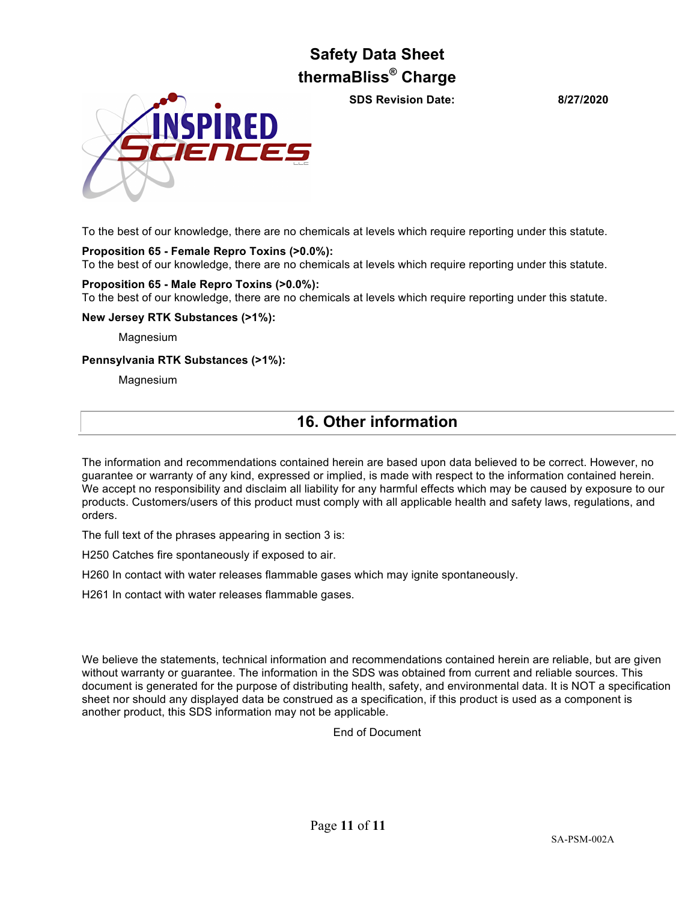To the best of our knowledge, there are no chemicals at levels which require reporting under this statute.

**Proposition 65 - Female Repro Toxins (>0.0%):**
To the best of our knowledge, there are no chemicals at levels which require reporting under this statute.

**Proposition 65 - Male Repro Toxins (>0.0%):**
To the best of our knowledge, there are no chemicals at levels which require reporting under this statute.

**New Jersey RTK Substances (>1%):**

Magnesium

**Pennsylvania RTK Substances (>1%):**

Magnesium

## 16. Other information

The information and recommendations contained herein are based upon data believed to be correct. However, no guarantee or warranty of any kind, expressed or implied, is made with respect to the information contained herein. We accept no responsibility and disclaim all liability for any harmful effects which may be caused by exposure to our products. Customers/users of this product must comply with all applicable health and safety laws, regulations, and orders.

The full text of the phrases appearing in section 3 is:

H250 Catches fire spontaneously if exposed to air.

H260 In contact with water releases flammable gases which may ignite spontaneously.

H261 In contact with water releases flammable gases.

We believe the statements, technical information and recommendations contained herein are reliable, but are given without warranty or guarantee. The information in the SDS was obtained from current and reliable sources. This document is generated for the purpose of distributing health, safety, and environmental data. It is NOT a specification sheet nor should any displayed data be construed as a specification, if this product is used as a component is another product, this SDS information may not be applicable.

End of Document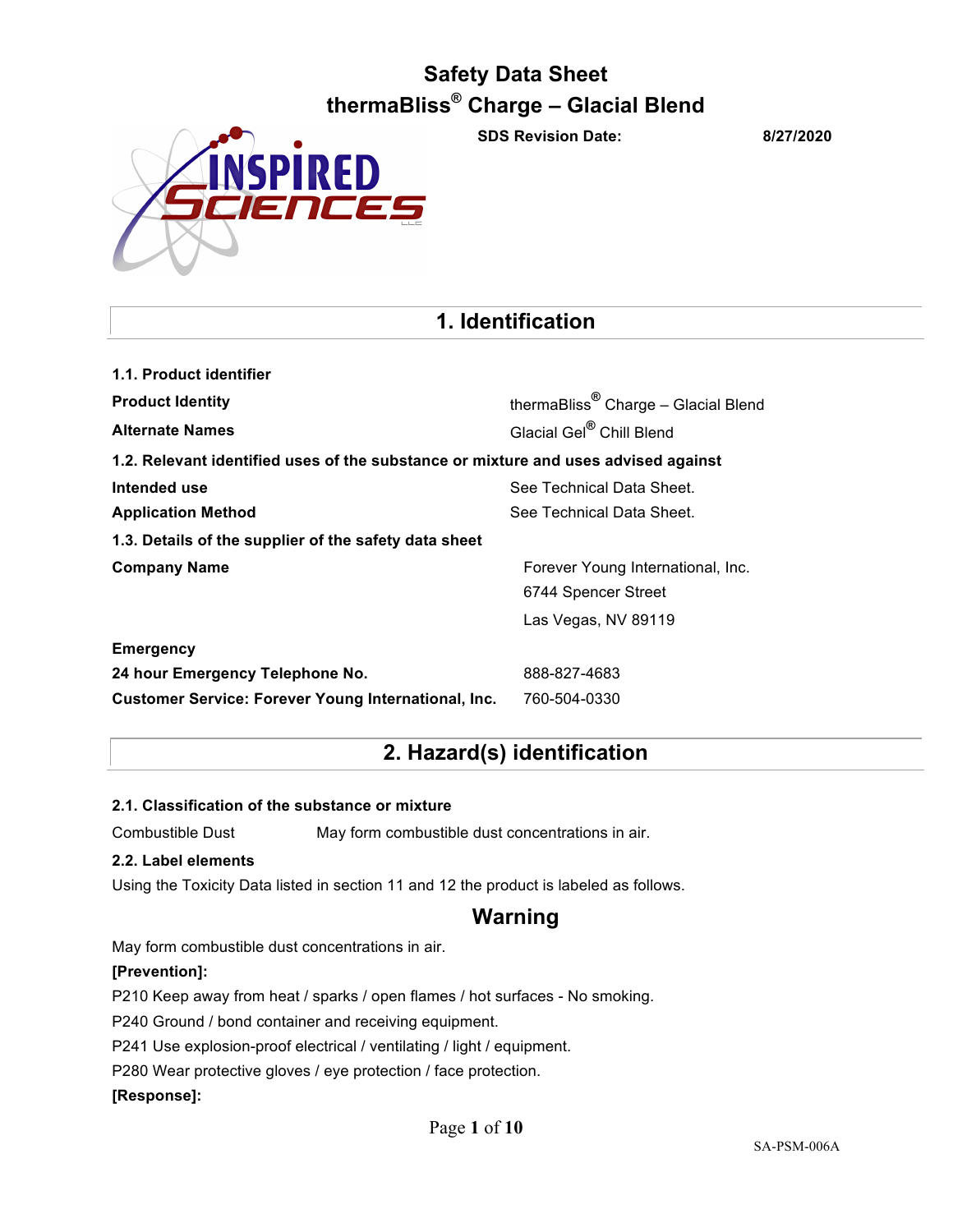# Safety Data Sheet
# thermaBliss® Charge – Glacial Blend

**SDS Revision Date:** 8/27/2020

## 1. Identification

**1.1. Product identifier**

| | |
|---|---|
| **Product Identity** | thermaBliss® Charge – Glacial Blend |
| **Alternate Names** | Glacial Gel® Chill Blend |

**1.2. Relevant identified uses of the substance or mixture and uses advised against**

| | |
|---|---|
| **Intended use** | See Technical Data Sheet. |
| **Application Method** | See Technical Data Sheet. |

**1.3. Details of the supplier of the safety data sheet**

| | |
|---|---|
| **Company Name** | Forever Young International, Inc.<br>6744 Spencer Street<br>Las Vegas, NV 89119 |
| **Emergency** | |
| **24 hour Emergency Telephone No.** | 888-827-4683 |
| **Customer Service: Forever Young International, Inc.** | 760-504-0330 |

## 2. Hazard(s) identification

**2.1. Classification of the substance or mixture**

Combustible Dust — May form combustible dust concentrations in air.

**2.2. Label elements**

Using the Toxicity Data listed in section 11 and 12 the product is labeled as follows.

### Warning

May form combustible dust concentrations in air.

**[Prevention]:**

P210 Keep away from heat / sparks / open flames / hot surfaces - No smoking.

P240 Ground / bond container and receiving equipment.

P241 Use explosion-proof electrical / ventilating / light / equipment.

P280 Wear protective gloves / eye protection / face protection.

**[Response]:**

SA-PSM-006A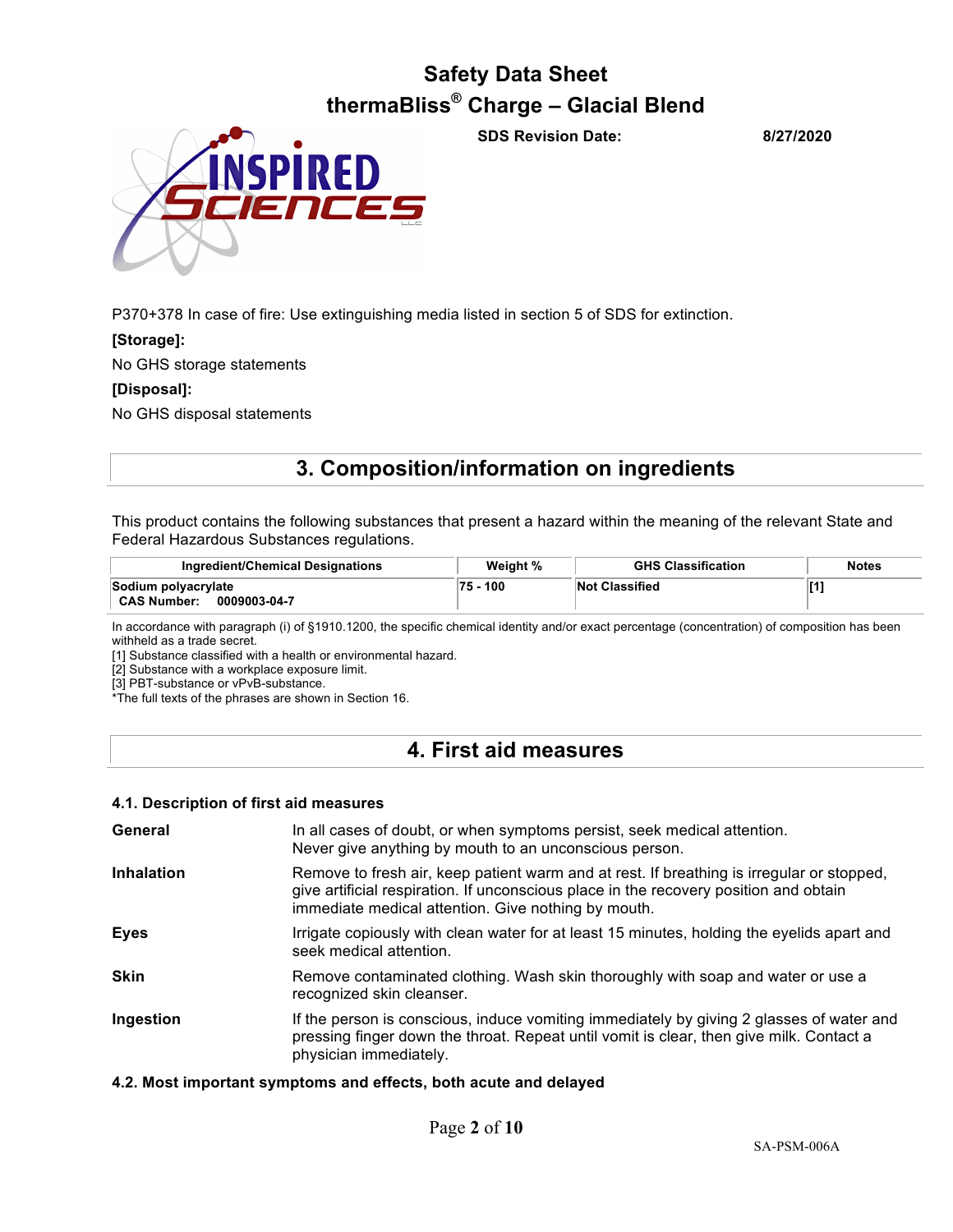P370+378 In case of fire: Use extinguishing media listed in section 5 of SDS for extinction.

**[Storage]:**

No GHS storage statements

**[Disposal]:**

No GHS disposal statements

## 3. Composition/information on ingredients

This product contains the following substances that present a hazard within the meaning of the relevant State and Federal Hazardous Substances regulations.

| Ingredient/Chemical Designations | Weight % | GHS Classification | Notes |
|---|---|---|---|
| **Sodium polyacrylate** <br> **CAS Number: 0009003-04-7** | **75 - 100** | **Not Classified** | **[1]** |

In accordance with paragraph (i) of §1910.1200, the specific chemical identity and/or exact percentage (concentration) of composition has been withheld as a trade secret.
[1] Substance classified with a health or environmental hazard.
[2] Substance with a workplace exposure limit.
[3] PBT-substance or vPvB-substance.
*The full texts of the phrases are shown in Section 16.

## 4. First aid measures

### 4.1. Description of first aid measures

**General**
In all cases of doubt, or when symptoms persist, seek medical attention.
Never give anything by mouth to an unconscious person.

**Inhalation**
Remove to fresh air, keep patient warm and at rest. If breathing is irregular or stopped, give artificial respiration. If unconscious place in the recovery position and obtain immediate medical attention. Give nothing by mouth.

**Eyes**
Irrigate copiously with clean water for at least 15 minutes, holding the eyelids apart and seek medical attention.

**Skin**
Remove contaminated clothing. Wash skin thoroughly with soap and water or use a recognized skin cleanser.

**Ingestion**
If the person is conscious, induce vomiting immediately by giving 2 glasses of water and pressing finger down the throat. Repeat until vomit is clear, then give milk. Contact a physician immediately.

### 4.2. Most important symptoms and effects, both acute and delayed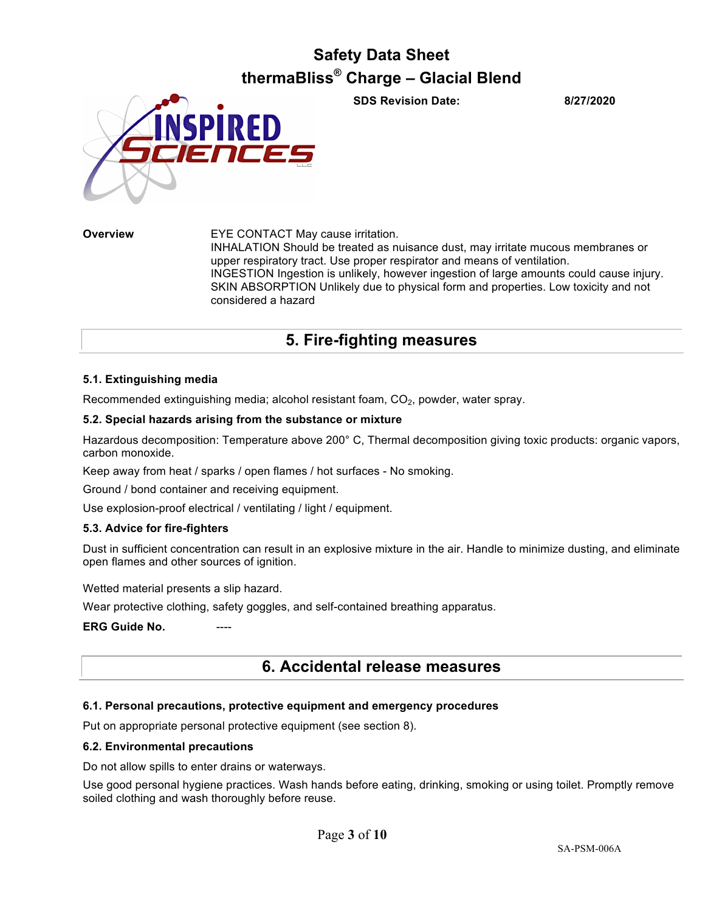**Overview**

EYE CONTACT May cause irritation.
INHALATION Should be treated as nuisance dust, may irritate mucous membranes or upper respiratory tract. Use proper respirator and means of ventilation.
INGESTION Ingestion is unlikely, however ingestion of large amounts could cause injury.
SKIN ABSORPTION Unlikely due to physical form and properties. Low toxicity and not considered a hazard

## 5. Fire-fighting measures

### 5.1. Extinguishing media

Recommended extinguishing media; alcohol resistant foam, $CO_2$, powder, water spray.

### 5.2. Special hazards arising from the substance or mixture

Hazardous decomposition: Temperature above 200° C, Thermal decomposition giving toxic products: organic vapors, carbon monoxide.

Keep away from heat / sparks / open flames / hot surfaces - No smoking.

Ground / bond container and receiving equipment.

Use explosion-proof electrical / ventilating / light / equipment.

### 5.3. Advice for fire-fighters

Dust in sufficient concentration can result in an explosive mixture in the air. Handle to minimize dusting, and eliminate open flames and other sources of ignition.

Wetted material presents a slip hazard.

Wear protective clothing, safety goggles, and self-contained breathing apparatus.

**ERG Guide No.** ----

## 6. Accidental release measures

### 6.1. Personal precautions, protective equipment and emergency procedures

Put on appropriate personal protective equipment (see section 8).

### 6.2. Environmental precautions

Do not allow spills to enter drains or waterways.

Use good personal hygiene practices. Wash hands before eating, drinking, smoking or using toilet. Promptly remove soiled clothing and wash thoroughly before reuse.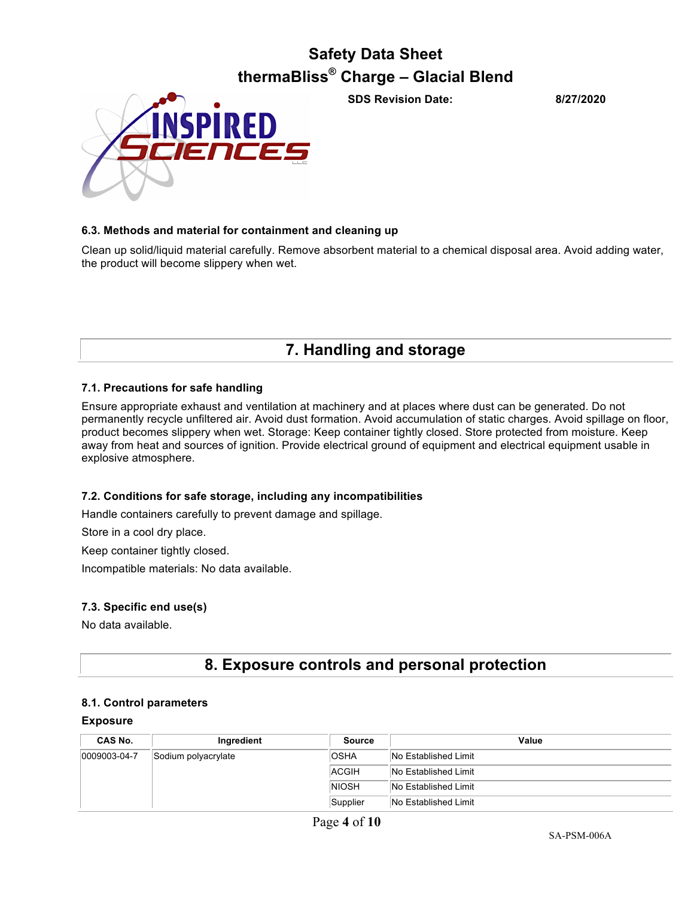### 6.3. Methods and material for containment and cleaning up

Clean up solid/liquid material carefully. Remove absorbent material to a chemical disposal area. Avoid adding water, the product will become slippery when wet.

## 7. Handling and storage

### 7.1. Precautions for safe handling

Ensure appropriate exhaust and ventilation at machinery and at places where dust can be generated. Do not permanently recycle unfiltered air. Avoid dust formation. Avoid accumulation of static charges. Avoid spillage on floor, product becomes slippery when wet. Storage: Keep container tightly closed. Store protected from moisture. Keep away from heat and sources of ignition. Provide electrical ground of equipment and electrical equipment usable in explosive atmosphere.

### 7.2. Conditions for safe storage, including any incompatibilities

Handle containers carefully to prevent damage and spillage.

Store in a cool dry place.

Keep container tightly closed.

Incompatible materials: No data available.

### 7.3. Specific end use(s)

No data available.

## 8. Exposure controls and personal protection

### 8.1. Control parameters

**Exposure**

| CAS No. | Ingredient | Source | Value |
|---|---|---|---|
| 0009003-04-7 | Sodium polyacrylate | OSHA | No Established Limit |
| | | ACGIH | No Established Limit |
| | | NIOSH | No Established Limit |
| | | Supplier | No Established Limit |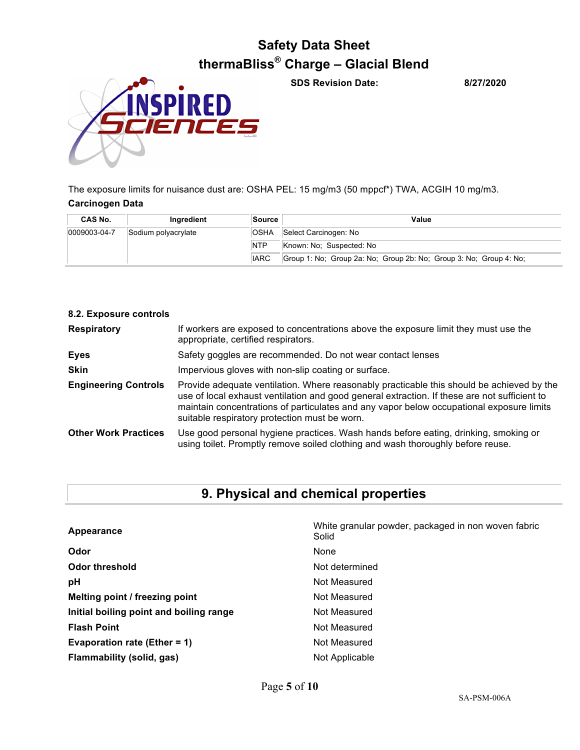The exposure limits for nuisance dust are: OSHA PEL: 15 mg/m3 (50 mppcf*) TWA, ACGIH 10 mg/m3.

**Carcinogen Data**

| CAS No. | Ingredient | Source | Value |
|---|---|---|---|
| 0009003-04-7 | Sodium polyacrylate | OSHA | Select Carcinogen: No |
| | | NTP | Known: No; Suspected: No |
| | | IARC | Group 1: No; Group 2a: No; Group 2b: No; Group 3: No; Group 4: No; |

**8.2. Exposure controls**

| | |
|---|---|
| **Respiratory** | If workers are exposed to concentrations above the exposure limit they must use the appropriate, certified respirators. |
| **Eyes** | Safety goggles are recommended. Do not wear contact lenses |
| **Skin** | Impervious gloves with non-slip coating or surface. |
| **Engineering Controls** | Provide adequate ventilation. Where reasonably practicable this should be achieved by the use of local exhaust ventilation and good general extraction. If these are not sufficient to maintain concentrations of particulates and any vapor below occupational exposure limits suitable respiratory protection must be worn. |
| **Other Work Practices** | Use good personal hygiene practices. Wash hands before eating, drinking, smoking or using toilet. Promptly remove soiled clothing and wash thoroughly before reuse. |

## 9. Physical and chemical properties

| | |
|---|---|
| **Appearance** | White granular powder, packaged in non woven fabric Solid |
| **Odor** | None |
| **Odor threshold** | Not determined |
| **pH** | Not Measured |
| **Melting point / freezing point** | Not Measured |
| **Initial boiling point and boiling range** | Not Measured |
| **Flash Point** | Not Measured |
| **Evaporation rate (Ether = 1)** | Not Measured |
| **Flammability (solid, gas)** | Not Applicable |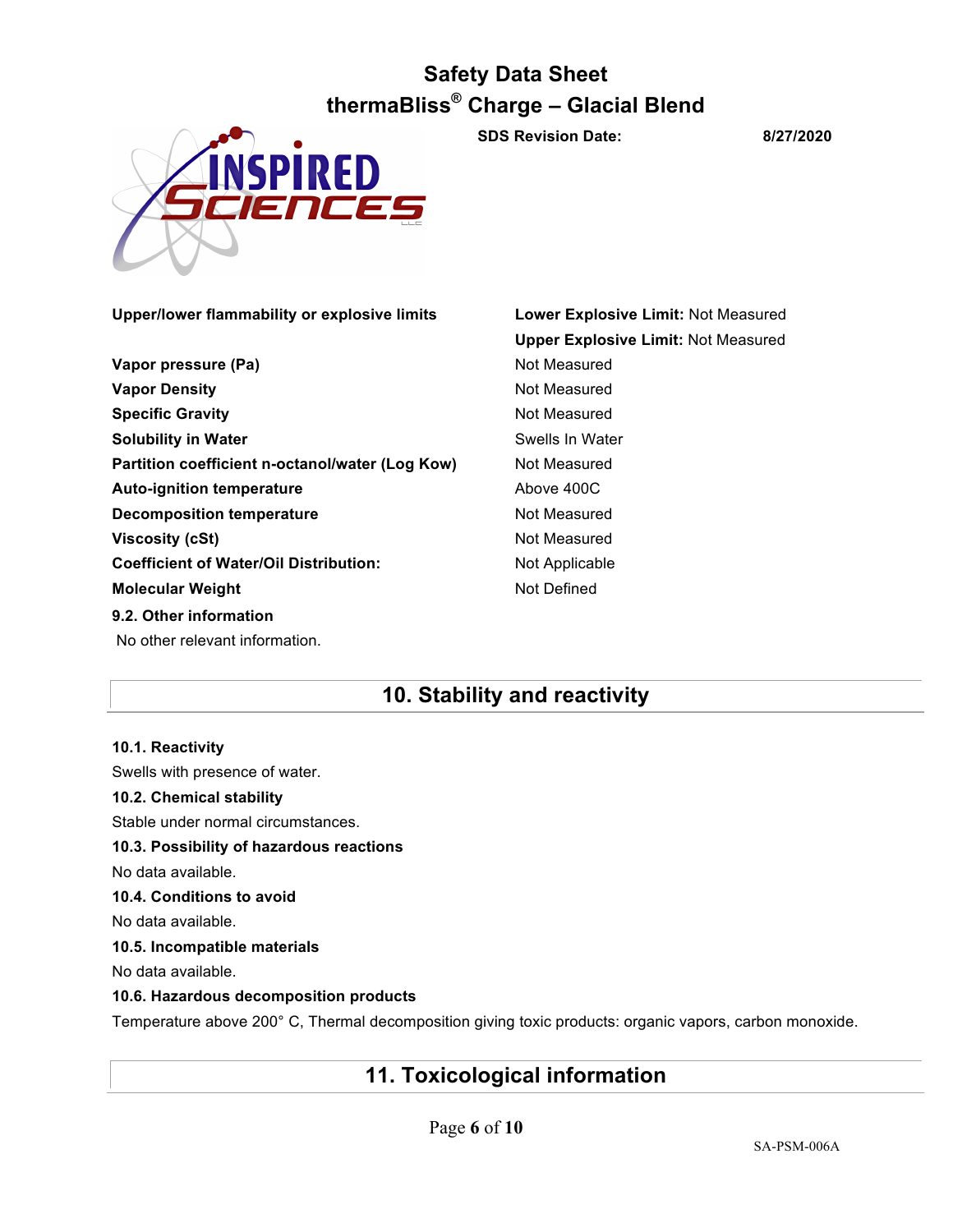| | |
|---|---|
| **Upper/lower flammability or explosive limits** | **Lower Explosive Limit:** Not Measured |
| | **Upper Explosive Limit:** Not Measured |
| **Vapor pressure (Pa)** | Not Measured |
| **Vapor Density** | Not Measured |
| **Specific Gravity** | Not Measured |
| **Solubility in Water** | Swells In Water |
| **Partition coefficient n-octanol/water (Log Kow)** | Not Measured |
| **Auto-ignition temperature** | Above 400C |
| **Decomposition temperature** | Not Measured |
| **Viscosity (cSt)** | Not Measured |
| **Coefficient of Water/Oil Distribution:** | Not Applicable |
| **Molecular Weight** | Not Defined |

**9.2. Other information**

No other relevant information.

## 10. Stability and reactivity

**10.1. Reactivity**

Swells with presence of water.

**10.2. Chemical stability**

Stable under normal circumstances.

**10.3. Possibility of hazardous reactions**

No data available.

**10.4. Conditions to avoid**

No data available.

**10.5. Incompatible materials**

No data available.

**10.6. Hazardous decomposition products**

Temperature above 200° C, Thermal decomposition giving toxic products: organic vapors, carbon monoxide.

## 11. Toxicological information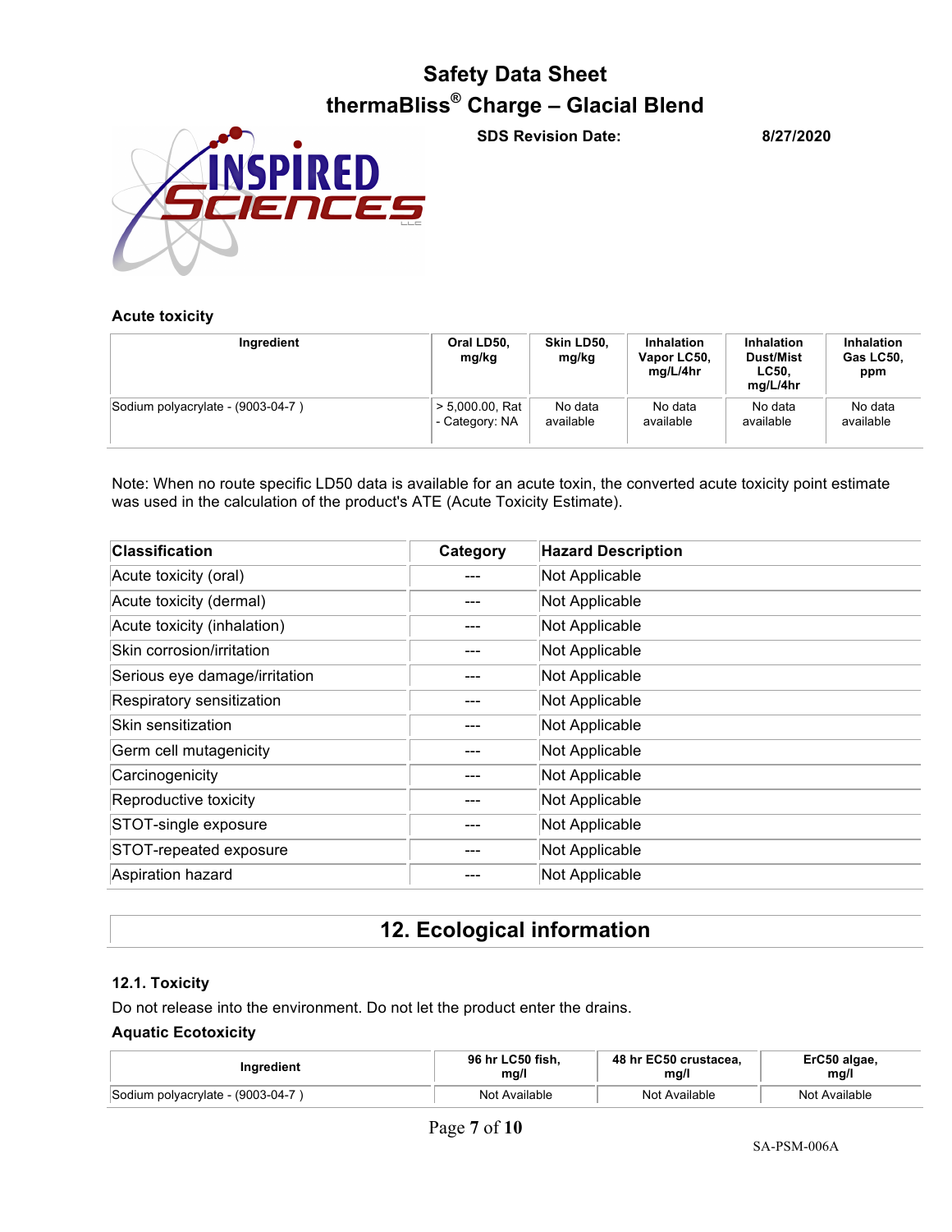### Acute toxicity

| Ingredient | Oral LD50, mg/kg | Skin LD50, mg/kg | Inhalation Vapor LC50, mg/L/4hr | Inhalation Dust/Mist LC50, mg/L/4hr | Inhalation Gas LC50, ppm |
|---|---|---|---|---|---|
| Sodium polyacrylate - (9003-04-7 ) | > 5,000.00, Rat - Category: NA | No data available | No data available | No data available | No data available |

Note: When no route specific LD50 data is available for an acute toxin, the converted acute toxicity point estimate was used in the calculation of the product's ATE (Acute Toxicity Estimate).

| Classification | Category | Hazard Description |
|---|---|---|
| Acute toxicity (oral) | --- | Not Applicable |
| Acute toxicity (dermal) | --- | Not Applicable |
| Acute toxicity (inhalation) | --- | Not Applicable |
| Skin corrosion/irritation | --- | Not Applicable |
| Serious eye damage/irritation | --- | Not Applicable |
| Respiratory sensitization | --- | Not Applicable |
| Skin sensitization | --- | Not Applicable |
| Germ cell mutagenicity | --- | Not Applicable |
| Carcinogenicity | --- | Not Applicable |
| Reproductive toxicity | --- | Not Applicable |
| STOT-single exposure | --- | Not Applicable |
| STOT-repeated exposure | --- | Not Applicable |
| Aspiration hazard | --- | Not Applicable |

## 12. Ecological information

### 12.1. Toxicity

Do not release into the environment. Do not let the product enter the drains.

**Aquatic Ecotoxicity**

| Ingredient | 96 hr LC50 fish, mg/l | 48 hr EC50 crustacea, mg/l | ErC50 algae, mg/l |
|---|---|---|---|
| Sodium polyacrylate - (9003-04-7 ) | Not Available | Not Available | Not Available |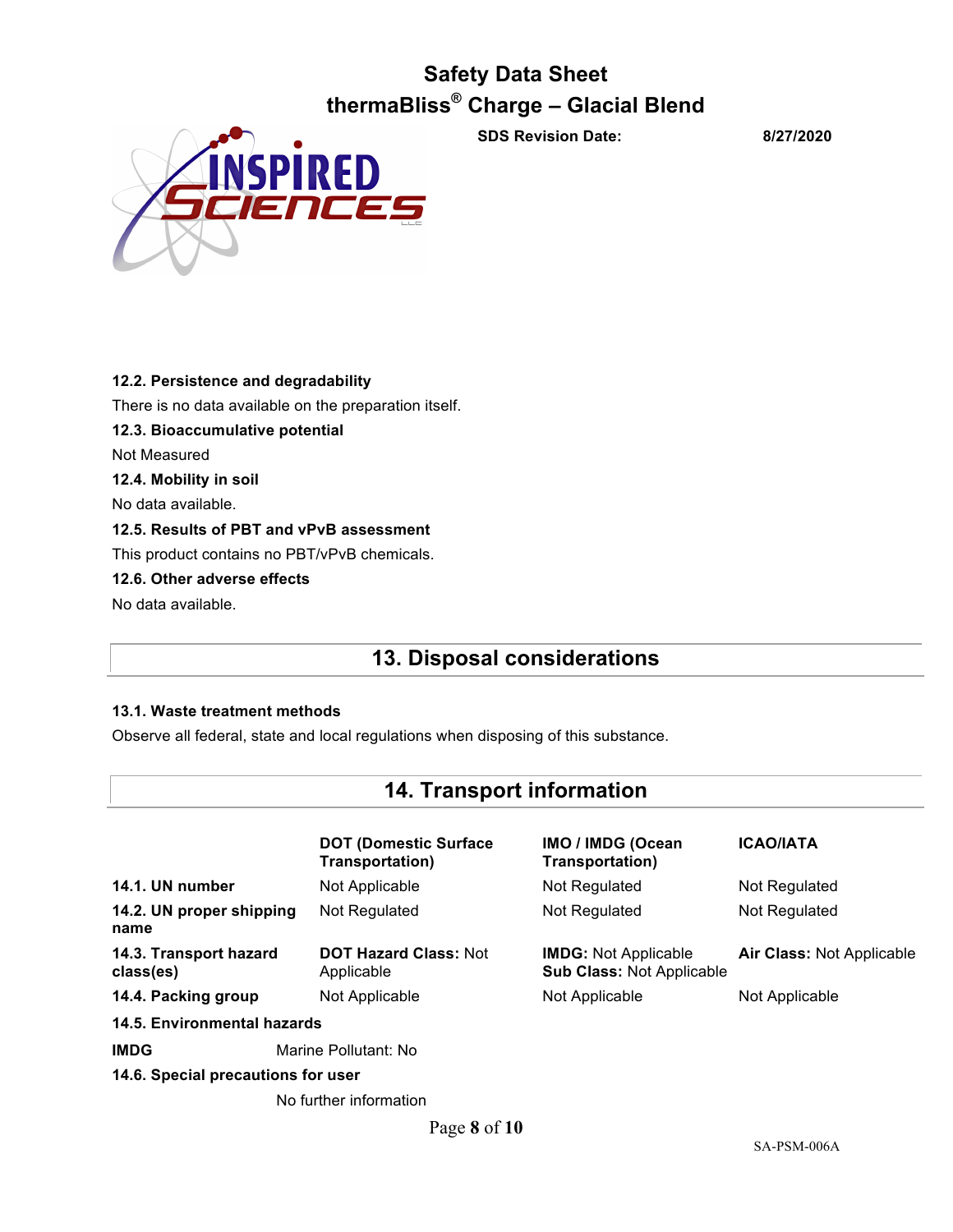### 12.2. Persistence and degradability

There is no data available on the preparation itself.

### 12.3. Bioaccumulative potential

Not Measured

### 12.4. Mobility in soil

No data available.

### 12.5. Results of PBT and vPvB assessment

This product contains no PBT/vPvB chemicals.

### 12.6. Other adverse effects

No data available.

## 13. Disposal considerations

### 13.1. Waste treatment methods

Observe all federal, state and local regulations when disposing of this substance.

## 14. Transport information

| | DOT (Domestic Surface Transportation) | IMO / IMDG (Ocean Transportation) | ICAO/IATA |
|---|---|---|---|
| **14.1. UN number** | Not Applicable | Not Regulated | Not Regulated |
| **14.2. UN proper shipping name** | Not Regulated | Not Regulated | Not Regulated |
| **14.3. Transport hazard class(es)** | **DOT Hazard Class:** Not Applicable | **IMDG:** Not Applicable **Sub Class:** Not Applicable | **Air Class:** Not Applicable |
| **14.4. Packing group** | Not Applicable | Not Applicable | Not Applicable |

### 14.5. Environmental hazards

**IMDG** Marine Pollutant: No

### 14.6. Special precautions for user

No further information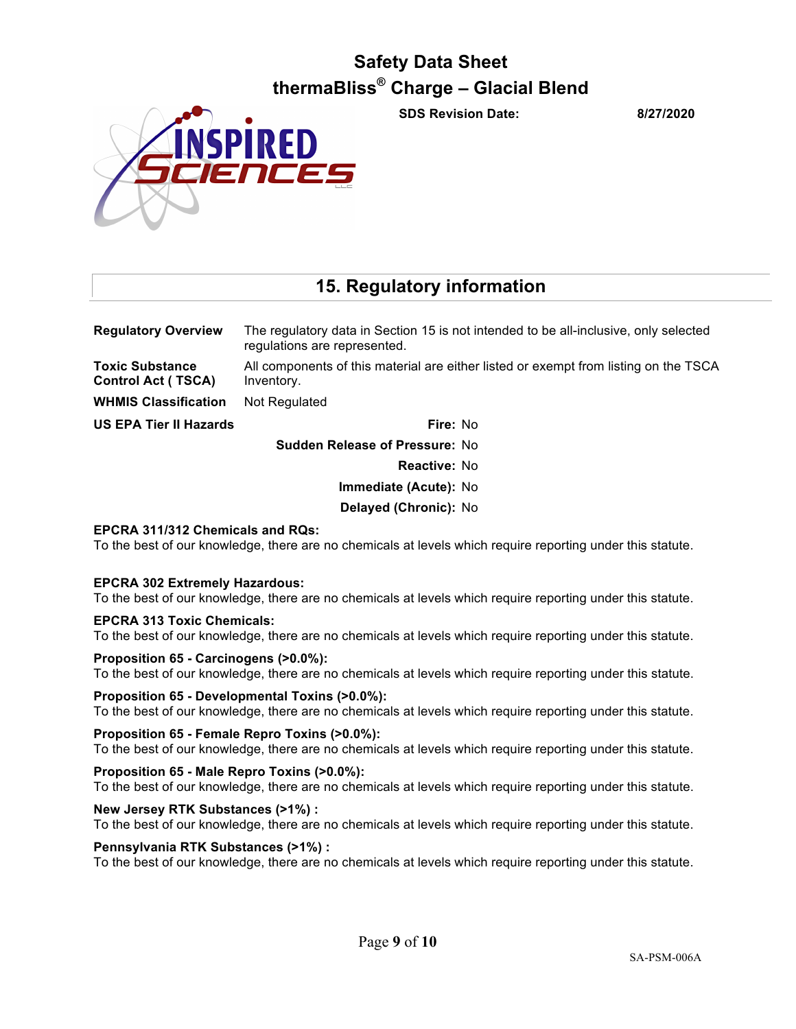## 15. Regulatory information

| | |
|---|---|
| **Regulatory Overview** | The regulatory data in Section 15 is not intended to be all-inclusive, only selected regulations are represented. |
| **Toxic Substance Control Act ( TSCA)** | All components of this material are either listed or exempt from listing on the TSCA Inventory. |
| **WHMIS Classification** | Not Regulated |

**US EPA Tier II Hazards**

- **Fire:** No
- **Sudden Release of Pressure:** No
- **Reactive:** No
- **Immediate (Acute):** No
- **Delayed (Chronic):** No

**EPCRA 311/312 Chemicals and RQs:**
To the best of our knowledge, there are no chemicals at levels which require reporting under this statute.

**EPCRA 302 Extremely Hazardous:**
To the best of our knowledge, there are no chemicals at levels which require reporting under this statute.

**EPCRA 313 Toxic Chemicals:**
To the best of our knowledge, there are no chemicals at levels which require reporting under this statute.

**Proposition 65 - Carcinogens (>0.0%):**
To the best of our knowledge, there are no chemicals at levels which require reporting under this statute.

**Proposition 65 - Developmental Toxins (>0.0%):**
To the best of our knowledge, there are no chemicals at levels which require reporting under this statute.

**Proposition 65 - Female Repro Toxins (>0.0%):**
To the best of our knowledge, there are no chemicals at levels which require reporting under this statute.

**Proposition 65 - Male Repro Toxins (>0.0%):**
To the best of our knowledge, there are no chemicals at levels which require reporting under this statute.

**New Jersey RTK Substances (>1%) :**
To the best of our knowledge, there are no chemicals at levels which require reporting under this statute.

**Pennsylvania RTK Substances (>1%) :**
To the best of our knowledge, there are no chemicals at levels which require reporting under this statute.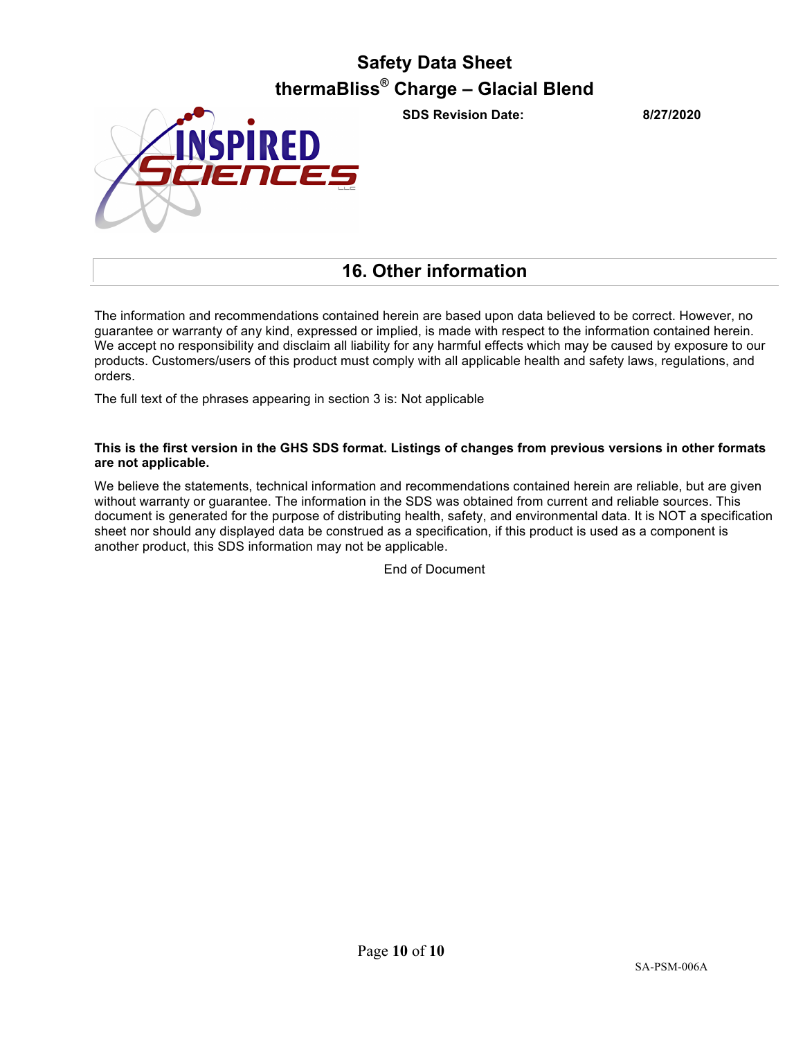## 16. Other information

The information and recommendations contained herein are based upon data believed to be correct. However, no guarantee or warranty of any kind, expressed or implied, is made with respect to the information contained herein. We accept no responsibility and disclaim all liability for any harmful effects which may be caused by exposure to our products. Customers/users of this product must comply with all applicable health and safety laws, regulations, and orders.

The full text of the phrases appearing in section 3 is: Not applicable

**This is the first version in the GHS SDS format. Listings of changes from previous versions in other formats are not applicable.**

We believe the statements, technical information and recommendations contained herein are reliable, but are given without warranty or guarantee. The information in the SDS was obtained from current and reliable sources. This document is generated for the purpose of distributing health, safety, and environmental data. It is NOT a specification sheet nor should any displayed data be construed as a specification, if this product is used as a component is another product, this SDS information may not be applicable.

End of Document